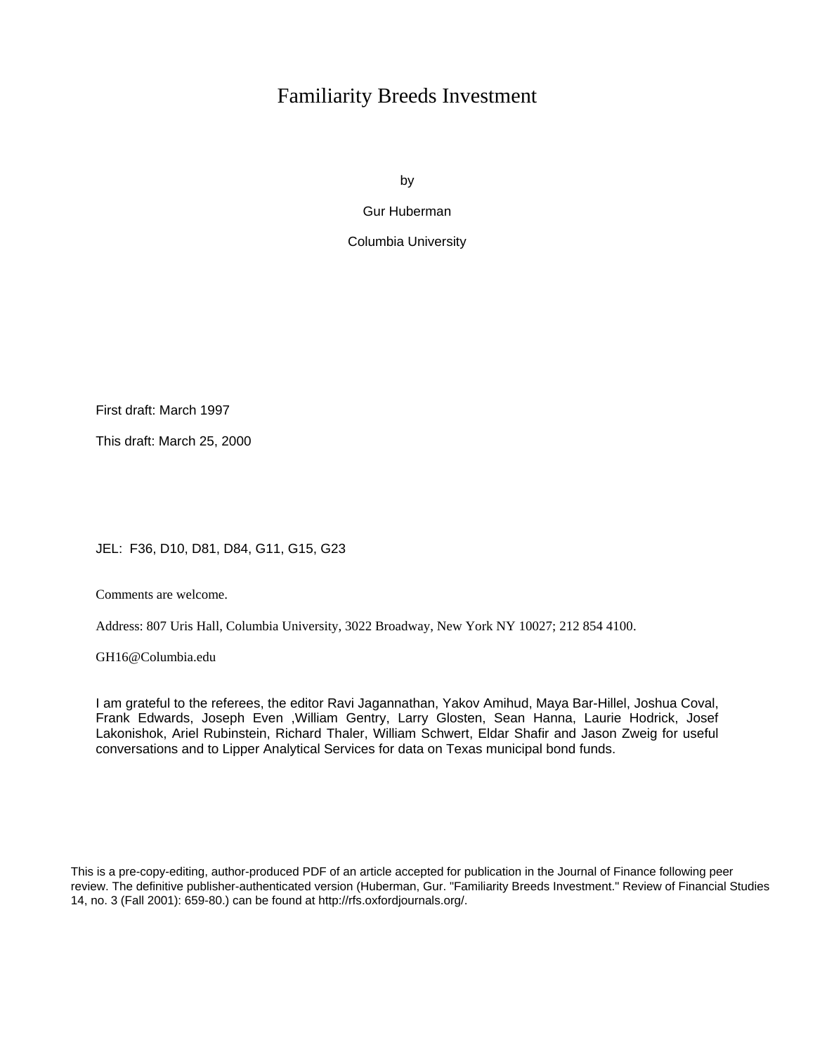# Familiarity Breeds Investment

by

Gur Huberman

Columbia University

First draft: March 1997

This draft: March 25, 2000

JEL: F36, D10, D81, D84, G11, G15, G23

Comments are welcome.

Address: 807 Uris Hall, Columbia University, 3022 Broadway, New York NY 10027; 212 854 4100.

GH16@Columbia.edu

I am grateful to the referees, the editor Ravi Jagannathan, Yakov Amihud, Maya Bar-Hillel, Joshua Coval, Frank Edwards, Joseph Even ,William Gentry, Larry Glosten, Sean Hanna, Laurie Hodrick, Josef Lakonishok, Ariel Rubinstein, Richard Thaler, William Schwert, Eldar Shafir and Jason Zweig for useful conversations and to Lipper Analytical Services for data on Texas municipal bond funds.

This is a pre-copy-editing, author-produced PDF of an article accepted for publication in the Journal of Finance following peer review. The definitive publisher-authenticated version (Huberman, Gur. "Familiarity Breeds Investment." Review of Financial Studies 14, no. 3 (Fall 2001): 659-80.) can be found at http://rfs.oxfordjournals.org/.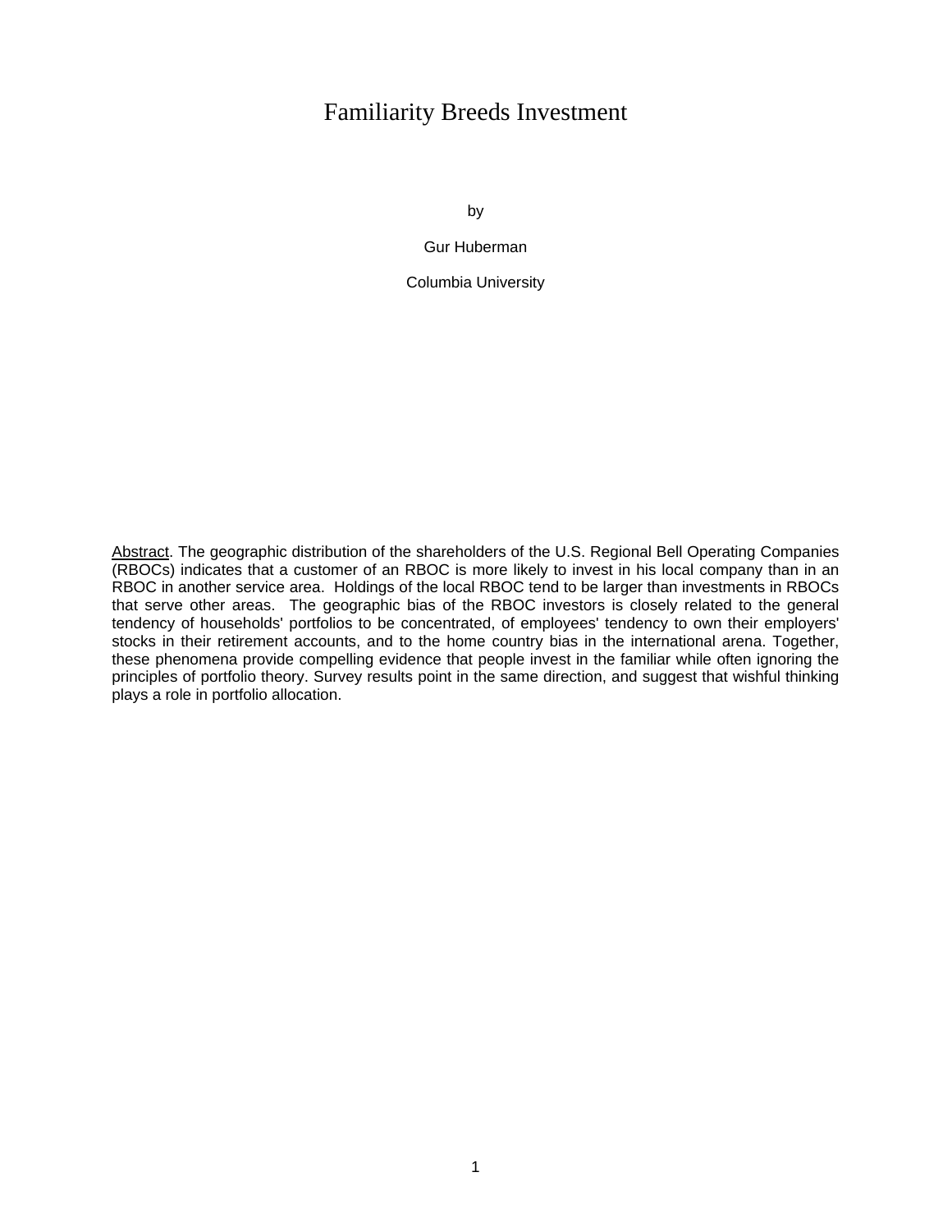# Familiarity Breeds Investment

by

Gur Huberman

Columbia University

Abstract. The geographic distribution of the shareholders of the U.S. Regional Bell Operating Companies (RBOCs) indicates that a customer of an RBOC is more likely to invest in his local company than in an RBOC in another service area. Holdings of the local RBOC tend to be larger than investments in RBOCs that serve other areas. The geographic bias of the RBOC investors is closely related to the general tendency of households' portfolios to be concentrated, of employees' tendency to own their employers' stocks in their retirement accounts, and to the home country bias in the international arena. Together, these phenomena provide compelling evidence that people invest in the familiar while often ignoring the principles of portfolio theory. Survey results point in the same direction, and suggest that wishful thinking plays a role in portfolio allocation.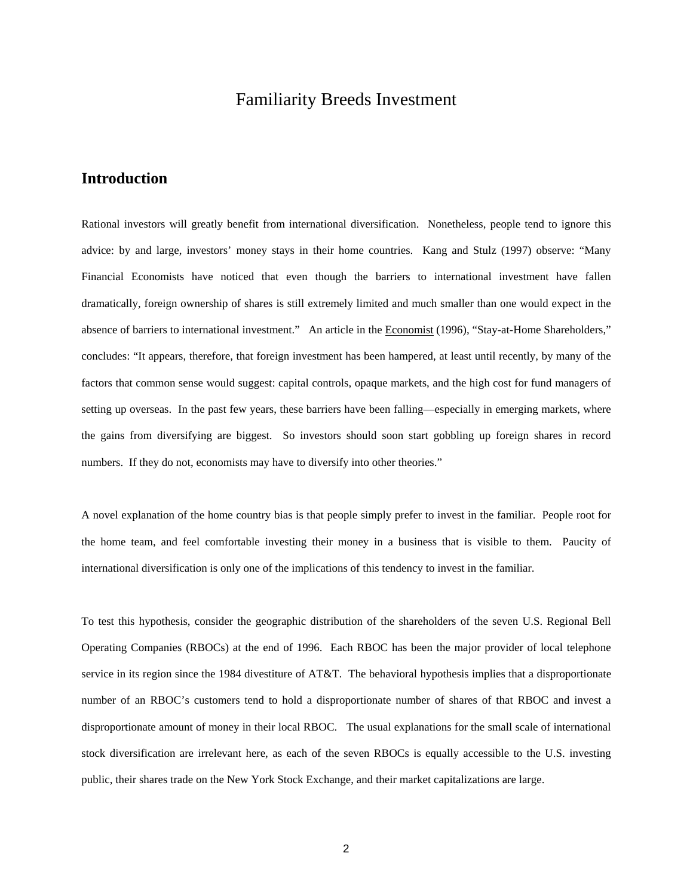# Familiarity Breeds Investment

## Introduction

Rational investors will greatly benefit from international diversification. Nonetheless, people tend to ignore this advice: by and large, investors' money stays in their home countries. Kang and Stulz (1997) observe: "Many Financial Economists have noticed that even though the barriers to international investment have fallen dramatically, foreign ownership of shares is still extremely limited and much smaller than one would expect in the absence of barriers to international investment." An article in the Economist (1996), "Stay-at-Home Shareholders," concludes: "It appears, therefore, that foreign investment has been hampered, at least until recently, by many of the factors that common sense would suggest: capital controls, opaque markets, and the high cost for fund managers of setting up overseas. In the past few years, these barriers have been falling—especially in emerging markets, where the gains from diversifying are biggest. So investors should soon start gobbling up foreign shares in record numbers. If they do not, economists may have to diversify into other theories."

A novel explanation of the home country bias is that people simply prefer to invest in the familiar. People root for the home team, and feel comfortable investing their money in a business that is visible to them. Paucity of international diversification is only one of the implications of this tendency to invest in the familiar.

To test this hypothesis, consider the geographic distribution of the shareholders of the seven U.S. Regional Bell Operating Companies (RBOCs) at the end of 1996. Each RBOC has been the major provider of local telephone service in its region since the 1984 divestiture of AT&T. The behavioral hypothesis implies that a disproportionate number of an RBOC's customers tend to hold a disproportionate number of shares of that RBOC and invest a disproportionate amount of money in their local RBOC. The usual explanations for the small scale of international stock diversification are irrelevant here, as each of the seven RBOCs is equally accessible to the U.S. investing public, their shares trade on the New York Stock Exchange, and their market capitalizations are large.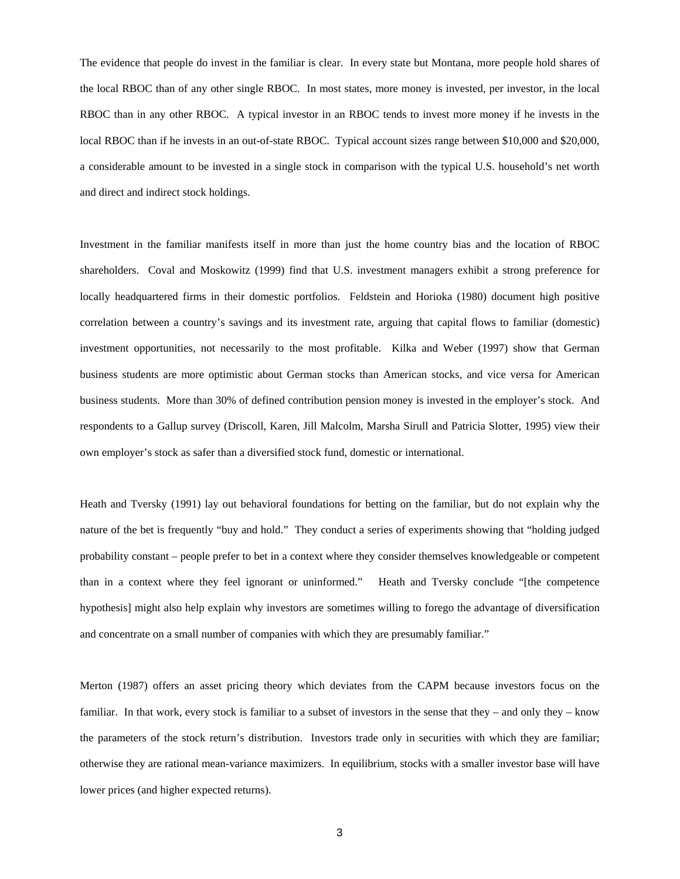The evidence that people do invest in the familiar is clear. In every state but Montana, more people hold shares of the local RBOC than of any other single RBOC. In most states, more money is invested, per investor, in the local RBOC than in any other RBOC. A typical investor in an RBOC tends to invest more money if he invests in the local RBOC than if he invests in an out-of-state RBOC. Typical account sizes range between $10,000 and $20,000, a considerable amount to be invested in a single stock in comparison with the typical U.S. household's net worth and direct and indirect stock holdings.

Investment in the familiar manifests itself in more than just the home country bias and the location of RBOC shareholders. Coval and Moskowitz (1999) find that U.S. investment managers exhibit a strong preference for locally headquartered firms in their domestic portfolios. Feldstein and Horioka (1980) document high positive correlation between a country's savings and its investment rate, arguing that capital flows to familiar (domestic) investment opportunities, not necessarily to the most profitable. Kilka and Weber (1997) show that German business students are more optimistic about German stocks than American stocks, and vice versa for American business students. More than 30% of defined contribution pension money is invested in the employer's stock. And respondents to a Gallup survey (Driscoll, Karen, Jill Malcolm, Marsha Sirull and Patricia Slotter, 1995) view their own employer's stock as safer than a diversified stock fund, domestic or international.

Heath and Tversky (1991) lay out behavioral foundations for betting on the familiar, but do not explain why the nature of the bet is frequently "buy and hold." They conduct a series of experiments showing that "holding judged probability constant – people prefer to bet in a context where they consider themselves knowledgeable or competent than in a context where they feel ignorant or uninformed." Heath and Tversky conclude "[the competence hypothesis] might also help explain why investors are sometimes willing to forego the advantage of diversification and concentrate on a small number of companies with which they are presumably familiar."

Merton (1987) offers an asset pricing theory which deviates from the CAPM because investors focus on the familiar. In that work, every stock is familiar to a subset of investors in the sense that they – and only they – know the parameters of the stock return's distribution. Investors trade only in securities with which they are familiar; otherwise they are rational mean-variance maximizers. In equilibrium, stocks with a smaller investor base will have lower prices (and higher expected returns).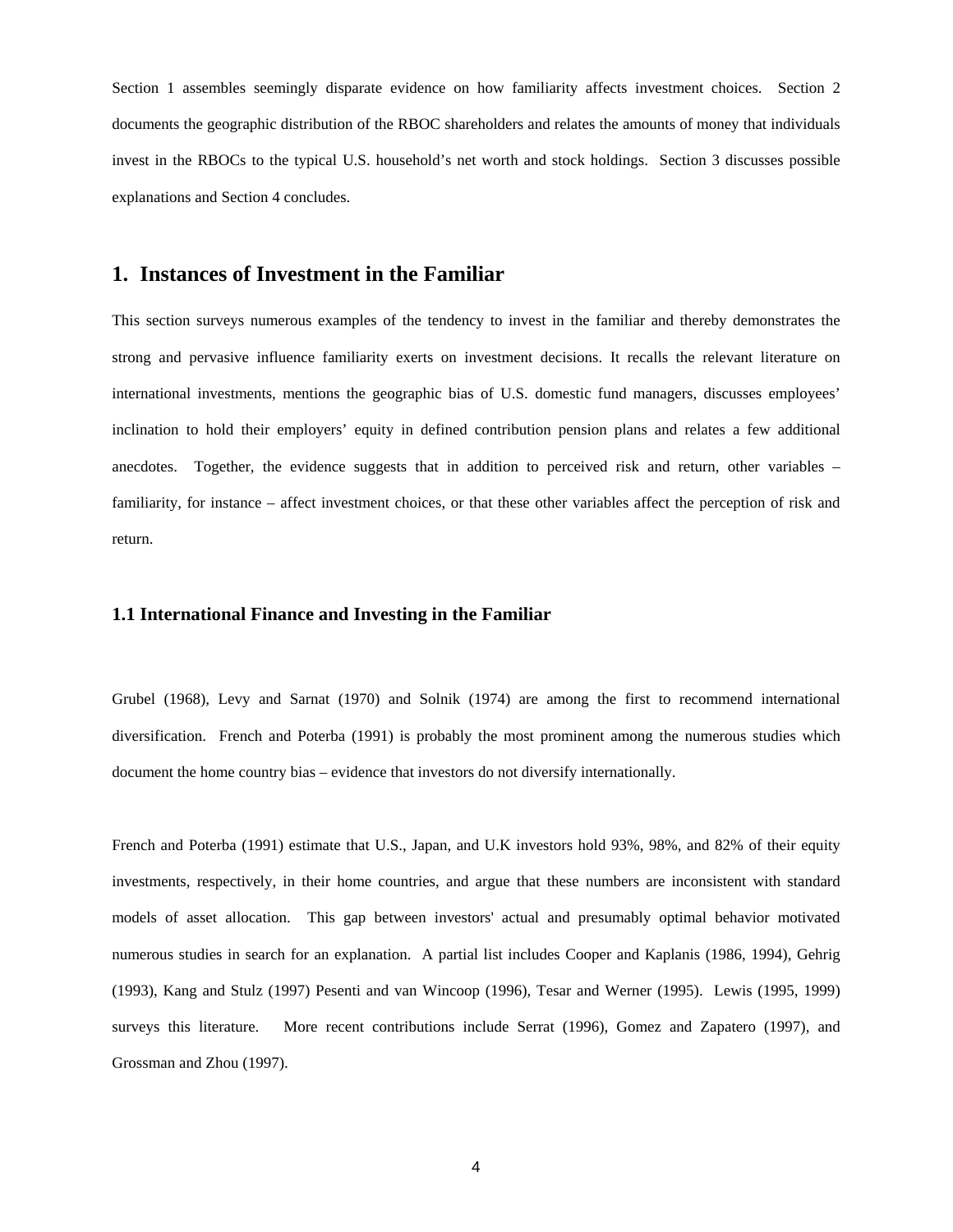Section 1 assembles seemingly disparate evidence on how familiarity affects investment choices. Section 2 documents the geographic distribution of the RBOC shareholders and relates the amounts of money that individuals invest in the RBOCs to the typical U.S. household's net worth and stock holdings. Section 3 discusses possible explanations and Section 4 concludes.

## 1. Instances of Investment in the Familiar

This section surveys numerous examples of the tendency to invest in the familiar and thereby demonstrates the strong and pervasive influence familiarity exerts on investment decisions. It recalls the relevant literature on international investments, mentions the geographic bias of U.S. domestic fund managers, discusses employees' inclination to hold their employers' equity in defined contribution pension plans and relates a few additional anecdotes. Together, the evidence suggests that in addition to perceived risk and return, other variables – familiarity, for instance – affect investment choices, or that these other variables affect the perception of risk and return.

### 1.1 International Finance and Investing in the Familiar

Grubel (1968), Levy and Sarnat (1970) and Solnik (1974) are among the first to recommend international diversification. French and Poterba (1991) is probably the most prominent among the numerous studies which document the home country bias – evidence that investors do not diversify internationally.

French and Poterba (1991) estimate that U.S., Japan, and U.K investors hold 93%, 98%, and 82% of their equity investments, respectively, in their home countries, and argue that these numbers are inconsistent with standard models of asset allocation. This gap between investors' actual and presumably optimal behavior motivated numerous studies in search for an explanation. A partial list includes Cooper and Kaplanis (1986, 1994), Gehrig (1993), Kang and Stulz (1997) Pesenti and van Wincoop (1996), Tesar and Werner (1995). Lewis (1995, 1999) surveys this literature. More recent contributions include Serrat (1996), Gomez and Zapatero (1997), and Grossman and Zhou (1997).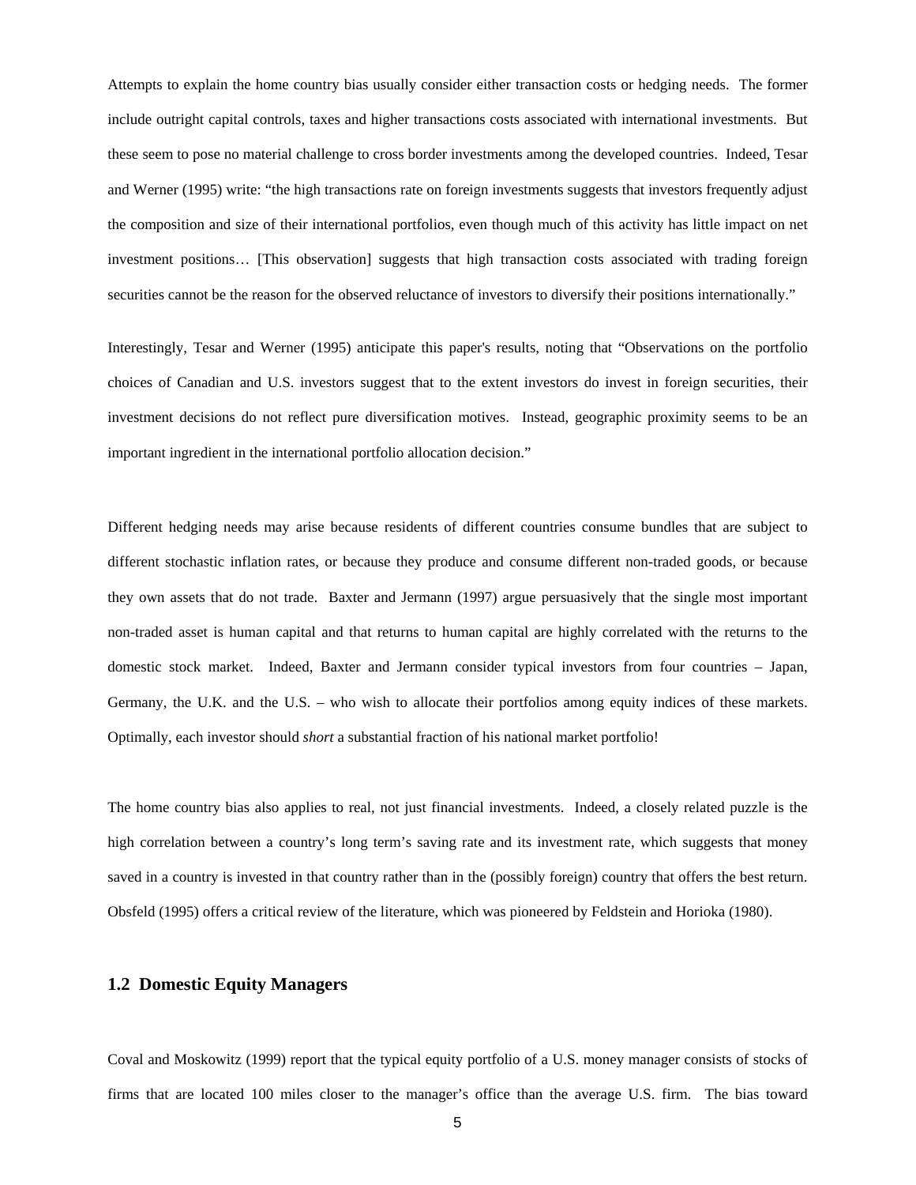Attempts to explain the home country bias usually consider either transaction costs or hedging needs. The former include outright capital controls, taxes and higher transactions costs associated with international investments. But these seem to pose no material challenge to cross border investments among the developed countries. Indeed, Tesar and Werner (1995) write: "the high transactions rate on foreign investments suggests that investors frequently adjust the composition and size of their international portfolios, even though much of this activity has little impact on net investment positions… [This observation] suggests that high transaction costs associated with trading foreign securities cannot be the reason for the observed reluctance of investors to diversify their positions internationally."

Interestingly, Tesar and Werner (1995) anticipate this paper's results, noting that "Observations on the portfolio choices of Canadian and U.S. investors suggest that to the extent investors do invest in foreign securities, their investment decisions do not reflect pure diversification motives. Instead, geographic proximity seems to be an important ingredient in the international portfolio allocation decision."

Different hedging needs may arise because residents of different countries consume bundles that are subject to different stochastic inflation rates, or because they produce and consume different non-traded goods, or because they own assets that do not trade. Baxter and Jermann (1997) argue persuasively that the single most important non-traded asset is human capital and that returns to human capital are highly correlated with the returns to the domestic stock market. Indeed, Baxter and Jermann consider typical investors from four countries – Japan, Germany, the U.K. and the U.S. – who wish to allocate their portfolios among equity indices of these markets. Optimally, each investor should *short* a substantial fraction of his national market portfolio!

The home country bias also applies to real, not just financial investments. Indeed, a closely related puzzle is the high correlation between a country's long term's saving rate and its investment rate, which suggests that money saved in a country is invested in that country rather than in the (possibly foreign) country that offers the best return. Obsfeld (1995) offers a critical review of the literature, which was pioneered by Feldstein and Horioka (1980).

### 1.2 Domestic Equity Managers

Coval and Moskowitz (1999) report that the typical equity portfolio of a U.S. money manager consists of stocks of firms that are located 100 miles closer to the manager's office than the average U.S. firm. The bias toward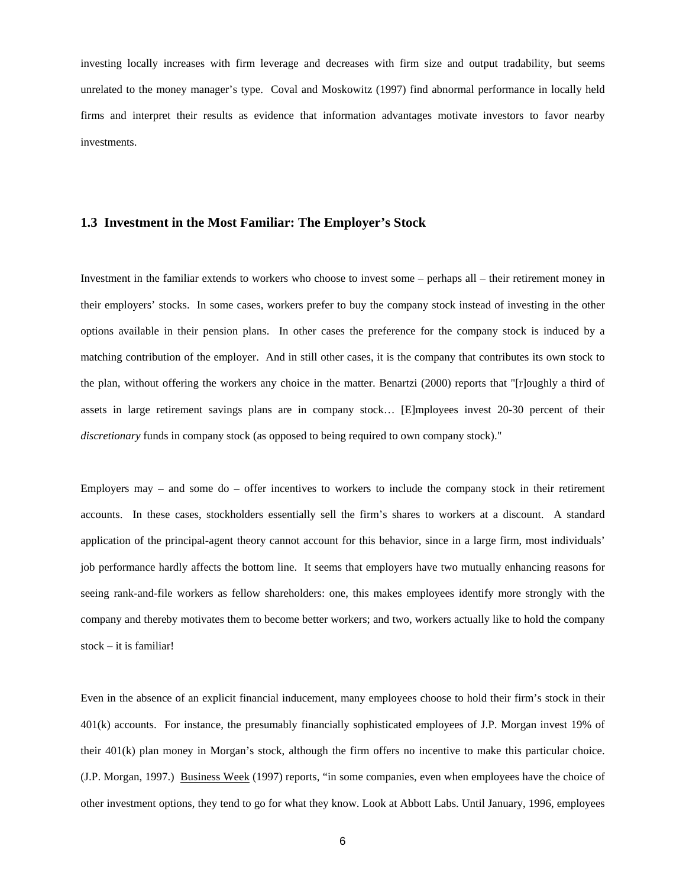investing locally increases with firm leverage and decreases with firm size and output tradability, but seems unrelated to the money manager's type. Coval and Moskowitz (1997) find abnormal performance in locally held firms and interpret their results as evidence that information advantages motivate investors to favor nearby investments.

### 1.3 Investment in the Most Familiar: The Employer's Stock

Investment in the familiar extends to workers who choose to invest some – perhaps all – their retirement money in their employers' stocks. In some cases, workers prefer to buy the company stock instead of investing in the other options available in their pension plans. In other cases the preference for the company stock is induced by a matching contribution of the employer. And in still other cases, it is the company that contributes its own stock to the plan, without offering the workers any choice in the matter. Benartzi (2000) reports that "[r]oughly a third of assets in large retirement savings plans are in company stock… [E]mployees invest 20-30 percent of their *discretionary* funds in company stock (as opposed to being required to own company stock)."

Employers may – and some do – offer incentives to workers to include the company stock in their retirement accounts. In these cases, stockholders essentially sell the firm's shares to workers at a discount. A standard application of the principal-agent theory cannot account for this behavior, since in a large firm, most individuals' job performance hardly affects the bottom line. It seems that employers have two mutually enhancing reasons for seeing rank-and-file workers as fellow shareholders: one, this makes employees identify more strongly with the company and thereby motivates them to become better workers; and two, workers actually like to hold the company stock – it is familiar!

Even in the absence of an explicit financial inducement, many employees choose to hold their firm's stock in their 401(k) accounts. For instance, the presumably financially sophisticated employees of J.P. Morgan invest 19% of their 401(k) plan money in Morgan's stock, although the firm offers no incentive to make this particular choice. (J.P. Morgan, 1997.) Business Week (1997) reports, "in some companies, even when employees have the choice of other investment options, they tend to go for what they know. Look at Abbott Labs. Until January, 1996, employees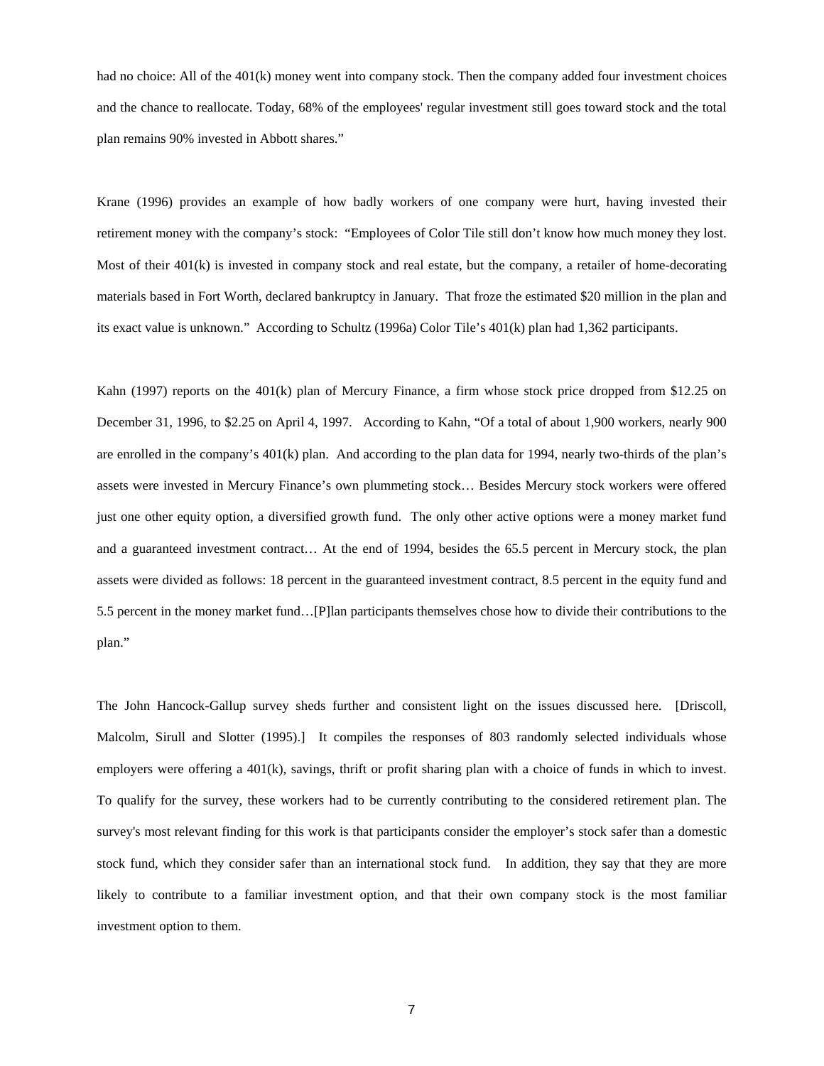had no choice: All of the 401(k) money went into company stock. Then the company added four investment choices and the chance to reallocate. Today, 68% of the employees' regular investment still goes toward stock and the total plan remains 90% invested in Abbott shares."

Krane (1996) provides an example of how badly workers of one company were hurt, having invested their retirement money with the company's stock: "Employees of Color Tile still don't know how much money they lost. Most of their 401(k) is invested in company stock and real estate, but the company, a retailer of home-decorating materials based in Fort Worth, declared bankruptcy in January. That froze the estimated $20 million in the plan and its exact value is unknown." According to Schultz (1996a) Color Tile's 401(k) plan had 1,362 participants.

Kahn (1997) reports on the 401(k) plan of Mercury Finance, a firm whose stock price dropped from $12.25 on December 31, 1996, to $2.25 on April 4, 1997. According to Kahn, "Of a total of about 1,900 workers, nearly 900 are enrolled in the company's 401(k) plan. And according to the plan data for 1994, nearly two-thirds of the plan's assets were invested in Mercury Finance's own plummeting stock… Besides Mercury stock workers were offered just one other equity option, a diversified growth fund. The only other active options were a money market fund and a guaranteed investment contract… At the end of 1994, besides the 65.5 percent in Mercury stock, the plan assets were divided as follows: 18 percent in the guaranteed investment contract, 8.5 percent in the equity fund and 5.5 percent in the money market fund…[P]lan participants themselves chose how to divide their contributions to the plan."

The John Hancock-Gallup survey sheds further and consistent light on the issues discussed here. [Driscoll, Malcolm, Sirull and Slotter (1995).] It compiles the responses of 803 randomly selected individuals whose employers were offering a 401(k), savings, thrift or profit sharing plan with a choice of funds in which to invest. To qualify for the survey, these workers had to be currently contributing to the considered retirement plan. The survey's most relevant finding for this work is that participants consider the employer's stock safer than a domestic stock fund, which they consider safer than an international stock fund. In addition, they say that they are more likely to contribute to a familiar investment option, and that their own company stock is the most familiar investment option to them.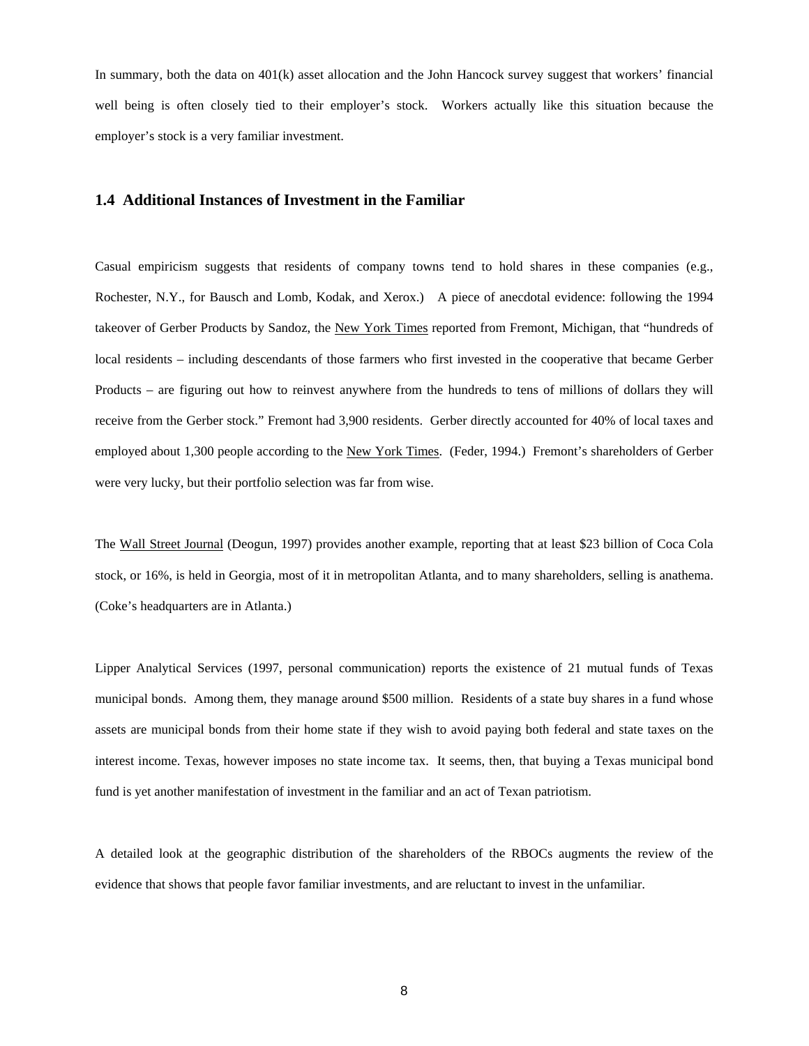In summary, both the data on 401(k) asset allocation and the John Hancock survey suggest that workers' financial well being is often closely tied to their employer's stock. Workers actually like this situation because the employer's stock is a very familiar investment.

## 1.4 Additional Instances of Investment in the Familiar

Casual empiricism suggests that residents of company towns tend to hold shares in these companies (e.g., Rochester, N.Y., for Bausch and Lomb, Kodak, and Xerox.) A piece of anecdotal evidence: following the 1994 takeover of Gerber Products by Sandoz, the New York Times reported from Fremont, Michigan, that "hundreds of local residents – including descendants of those farmers who first invested in the cooperative that became Gerber Products – are figuring out how to reinvest anywhere from the hundreds to tens of millions of dollars they will receive from the Gerber stock." Fremont had 3,900 residents. Gerber directly accounted for 40% of local taxes and employed about 1,300 people according to the New York Times. (Feder, 1994.) Fremont's shareholders of Gerber were very lucky, but their portfolio selection was far from wise.

The Wall Street Journal (Deogun, 1997) provides another example, reporting that at least $23 billion of Coca Cola stock, or 16%, is held in Georgia, most of it in metropolitan Atlanta, and to many shareholders, selling is anathema. (Coke's headquarters are in Atlanta.)

Lipper Analytical Services (1997, personal communication) reports the existence of 21 mutual funds of Texas municipal bonds. Among them, they manage around $500 million. Residents of a state buy shares in a fund whose assets are municipal bonds from their home state if they wish to avoid paying both federal and state taxes on the interest income. Texas, however imposes no state income tax. It seems, then, that buying a Texas municipal bond fund is yet another manifestation of investment in the familiar and an act of Texan patriotism.

A detailed look at the geographic distribution of the shareholders of the RBOCs augments the review of the evidence that shows that people favor familiar investments, and are reluctant to invest in the unfamiliar.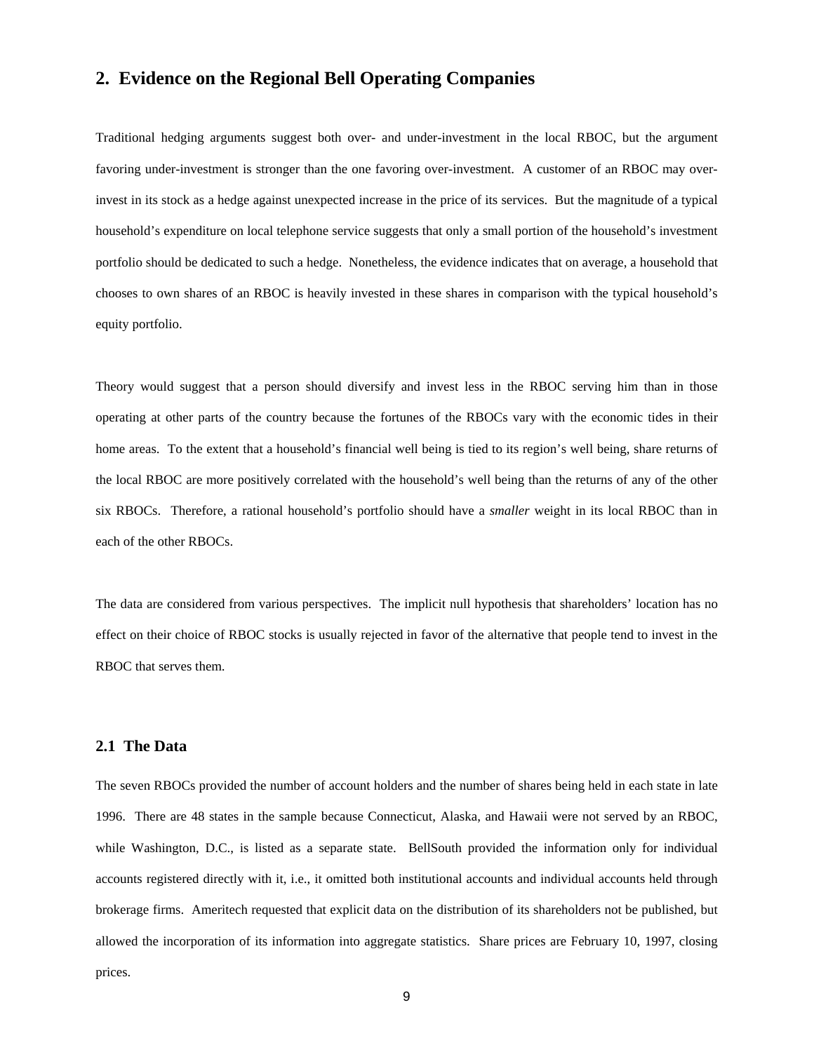## 2. Evidence on the Regional Bell Operating Companies

Traditional hedging arguments suggest both over- and under-investment in the local RBOC, but the argument favoring under-investment is stronger than the one favoring over-investment. A customer of an RBOC may over-invest in its stock as a hedge against unexpected increase in the price of its services. But the magnitude of a typical household's expenditure on local telephone service suggests that only a small portion of the household's investment portfolio should be dedicated to such a hedge. Nonetheless, the evidence indicates that on average, a household that chooses to own shares of an RBOC is heavily invested in these shares in comparison with the typical household's equity portfolio.

Theory would suggest that a person should diversify and invest less in the RBOC serving him than in those operating at other parts of the country because the fortunes of the RBOCs vary with the economic tides in their home areas. To the extent that a household's financial well being is tied to its region's well being, share returns of the local RBOC are more positively correlated with the household's well being than the returns of any of the other six RBOCs. Therefore, a rational household's portfolio should have a *smaller* weight in its local RBOC than in each of the other RBOCs.

The data are considered from various perspectives. The implicit null hypothesis that shareholders' location has no effect on their choice of RBOC stocks is usually rejected in favor of the alternative that people tend to invest in the RBOC that serves them.

### 2.1 The Data

The seven RBOCs provided the number of account holders and the number of shares being held in each state in late 1996. There are 48 states in the sample because Connecticut, Alaska, and Hawaii were not served by an RBOC, while Washington, D.C., is listed as a separate state. BellSouth provided the information only for individual accounts registered directly with it, i.e., it omitted both institutional accounts and individual accounts held through brokerage firms. Ameritech requested that explicit data on the distribution of its shareholders not be published, but allowed the incorporation of its information into aggregate statistics. Share prices are February 10, 1997, closing prices.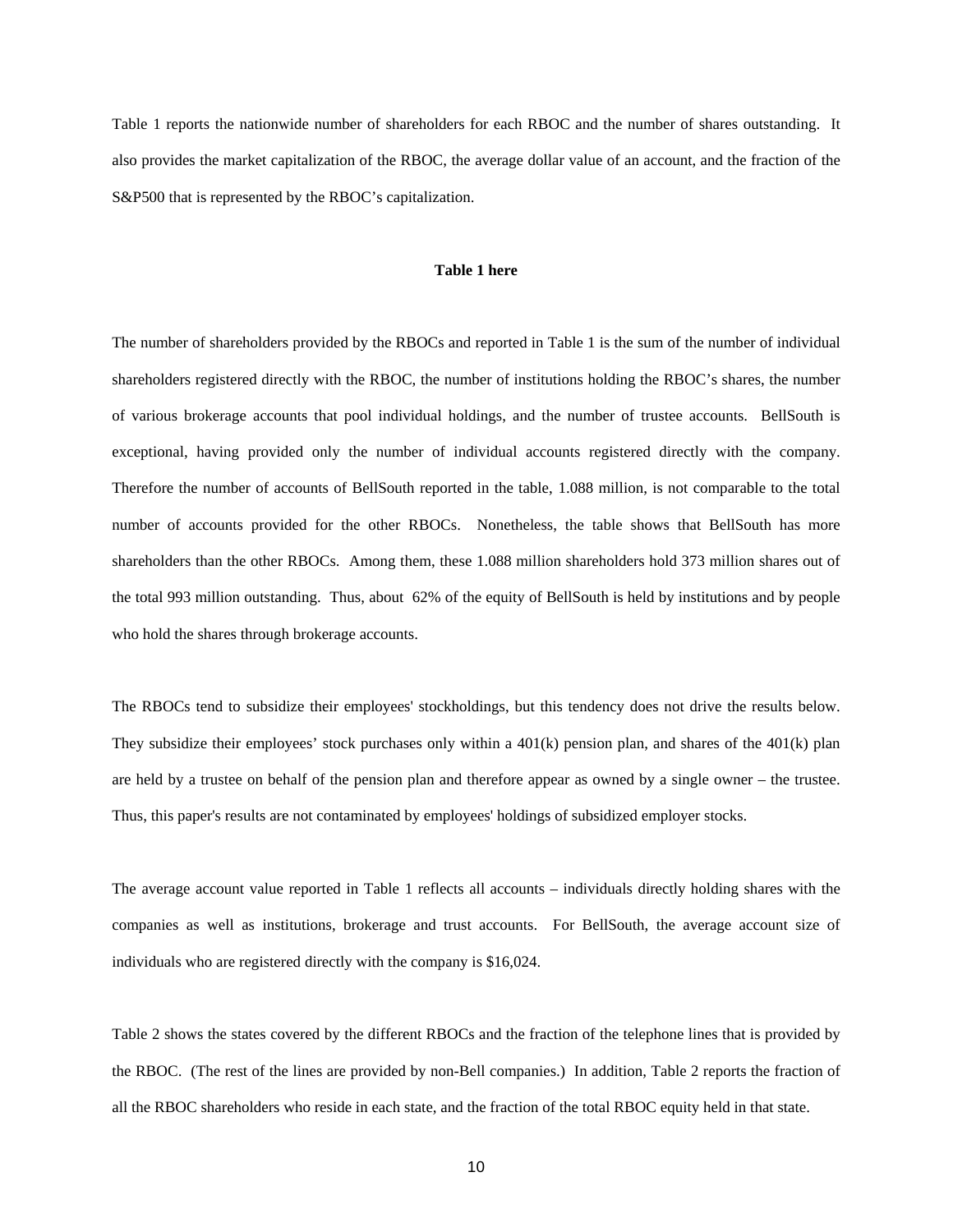Table 1 reports the nationwide number of shareholders for each RBOC and the number of shares outstanding. It also provides the market capitalization of the RBOC, the average dollar value of an account, and the fraction of the S&P500 that is represented by the RBOC's capitalization.

**Table 1 here**

The number of shareholders provided by the RBOCs and reported in Table 1 is the sum of the number of individual shareholders registered directly with the RBOC, the number of institutions holding the RBOC's shares, the number of various brokerage accounts that pool individual holdings, and the number of trustee accounts. BellSouth is exceptional, having provided only the number of individual accounts registered directly with the company. Therefore the number of accounts of BellSouth reported in the table, 1.088 million, is not comparable to the total number of accounts provided for the other RBOCs. Nonetheless, the table shows that BellSouth has more shareholders than the other RBOCs. Among them, these 1.088 million shareholders hold 373 million shares out of the total 993 million outstanding. Thus, about 62% of the equity of BellSouth is held by institutions and by people who hold the shares through brokerage accounts.

The RBOCs tend to subsidize their employees' stockholdings, but this tendency does not drive the results below. They subsidize their employees' stock purchases only within a 401(k) pension plan, and shares of the 401(k) plan are held by a trustee on behalf of the pension plan and therefore appear as owned by a single owner – the trustee. Thus, this paper's results are not contaminated by employees' holdings of subsidized employer stocks.

The average account value reported in Table 1 reflects all accounts – individuals directly holding shares with the companies as well as institutions, brokerage and trust accounts. For BellSouth, the average account size of individuals who are registered directly with the company is $16,024.

Table 2 shows the states covered by the different RBOCs and the fraction of the telephone lines that is provided by the RBOC. (The rest of the lines are provided by non-Bell companies.) In addition, Table 2 reports the fraction of all the RBOC shareholders who reside in each state, and the fraction of the total RBOC equity held in that state.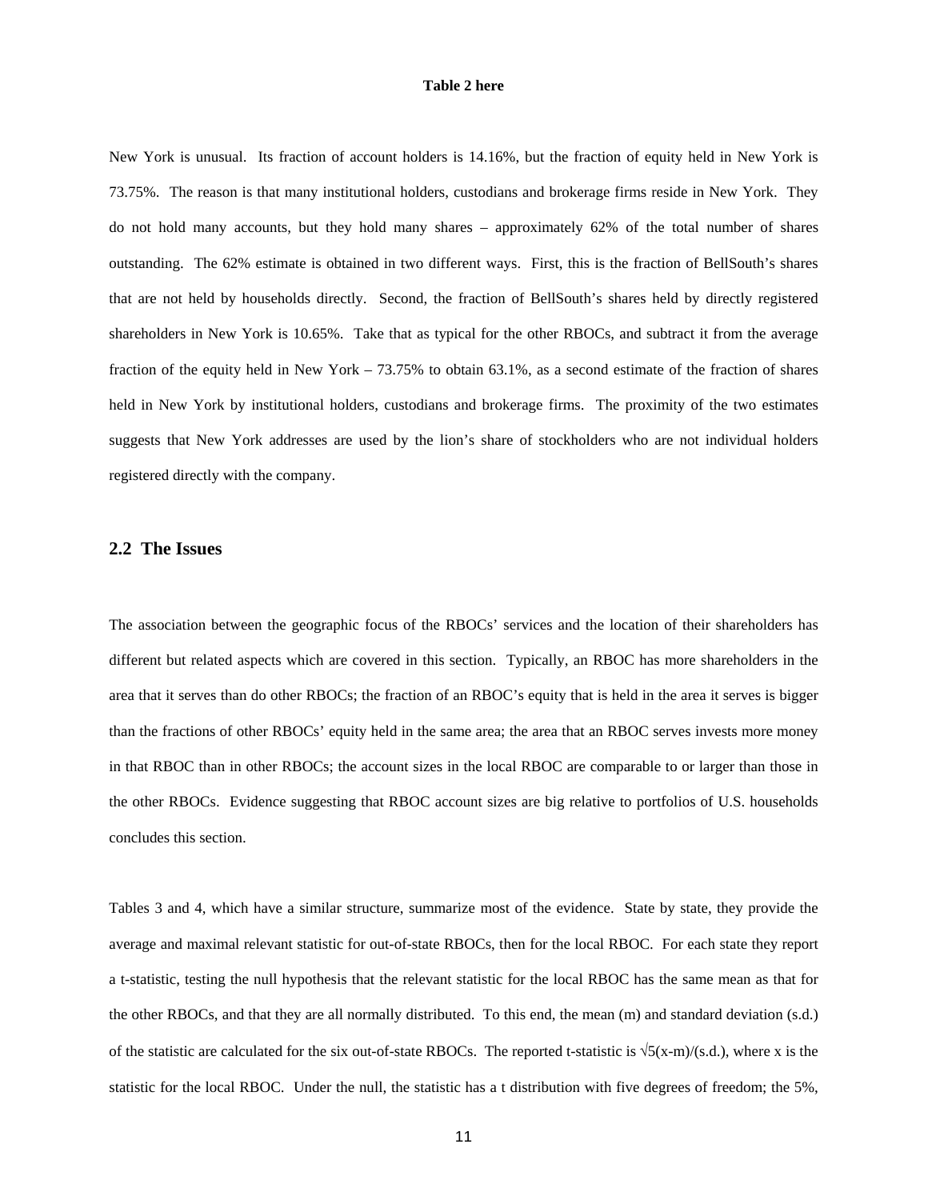**Table 2 here**

New York is unusual. Its fraction of account holders is 14.16%, but the fraction of equity held in New York is 73.75%. The reason is that many institutional holders, custodians and brokerage firms reside in New York. They do not hold many accounts, but they hold many shares – approximately 62% of the total number of shares outstanding. The 62% estimate is obtained in two different ways. First, this is the fraction of BellSouth's shares that are not held by households directly. Second, the fraction of BellSouth's shares held by directly registered shareholders in New York is 10.65%. Take that as typical for the other RBOCs, and subtract it from the average fraction of the equity held in New York – 73.75% to obtain 63.1%, as a second estimate of the fraction of shares held in New York by institutional holders, custodians and brokerage firms. The proximity of the two estimates suggests that New York addresses are used by the lion's share of stockholders who are not individual holders registered directly with the company.

## 2.2 The Issues

The association between the geographic focus of the RBOCs' services and the location of their shareholders has different but related aspects which are covered in this section. Typically, an RBOC has more shareholders in the area that it serves than do other RBOCs; the fraction of an RBOC's equity that is held in the area it serves is bigger than the fractions of other RBOCs' equity held in the same area; the area that an RBOC serves invests more money in that RBOC than in other RBOCs; the account sizes in the local RBOC are comparable to or larger than those in the other RBOCs. Evidence suggesting that RBOC account sizes are big relative to portfolios of U.S. households concludes this section.

Tables 3 and 4, which have a similar structure, summarize most of the evidence. State by state, they provide the average and maximal relevant statistic for out-of-state RBOCs, then for the local RBOC. For each state they report a t-statistic, testing the null hypothesis that the relevant statistic for the local RBOC has the same mean as that for the other RBOCs, and that they are all normally distributed. To this end, the mean (m) and standard deviation (s.d.) of the statistic are calculated for the six out-of-state RBOCs. The reported t-statistic is $\sqrt{5}(x-m)/(s.d.)$, where x is the statistic for the local RBOC. Under the null, the statistic has a t distribution with five degrees of freedom; the 5%,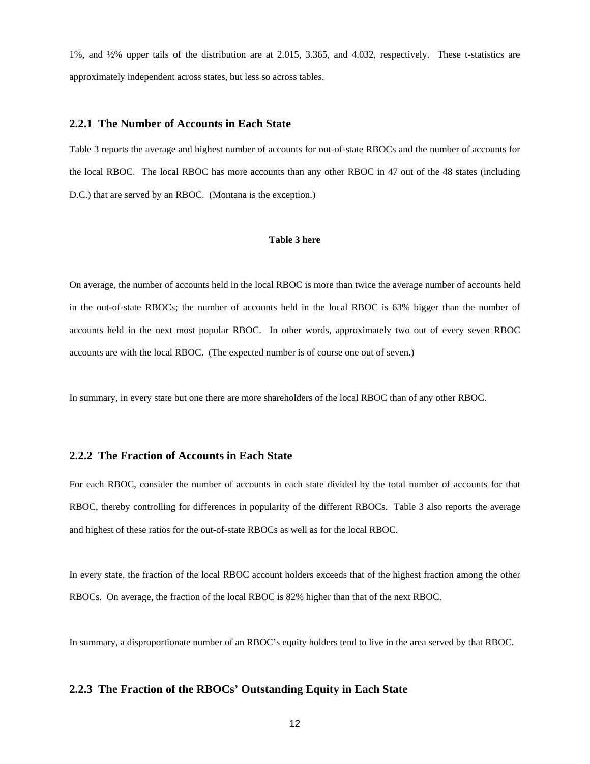1%, and ½% upper tails of the distribution are at 2.015, 3.365, and 4.032, respectively. These t-statistics are approximately independent across states, but less so across tables.

### 2.2.1 The Number of Accounts in Each State

Table 3 reports the average and highest number of accounts for out-of-state RBOCs and the number of accounts for the local RBOC. The local RBOC has more accounts than any other RBOC in 47 out of the 48 states (including D.C.) that are served by an RBOC. (Montana is the exception.)

**Table 3 here**

On average, the number of accounts held in the local RBOC is more than twice the average number of accounts held in the out-of-state RBOCs; the number of accounts held in the local RBOC is 63% bigger than the number of accounts held in the next most popular RBOC. In other words, approximately two out of every seven RBOC accounts are with the local RBOC. (The expected number is of course one out of seven.)

In summary, in every state but one there are more shareholders of the local RBOC than of any other RBOC.

### 2.2.2 The Fraction of Accounts in Each State

For each RBOC, consider the number of accounts in each state divided by the total number of accounts for that RBOC, thereby controlling for differences in popularity of the different RBOCs. Table 3 also reports the average and highest of these ratios for the out-of-state RBOCs as well as for the local RBOC.

In every state, the fraction of the local RBOC account holders exceeds that of the highest fraction among the other RBOCs. On average, the fraction of the local RBOC is 82% higher than that of the next RBOC.

In summary, a disproportionate number of an RBOC's equity holders tend to live in the area served by that RBOC.

### 2.2.3 The Fraction of the RBOCs' Outstanding Equity in Each State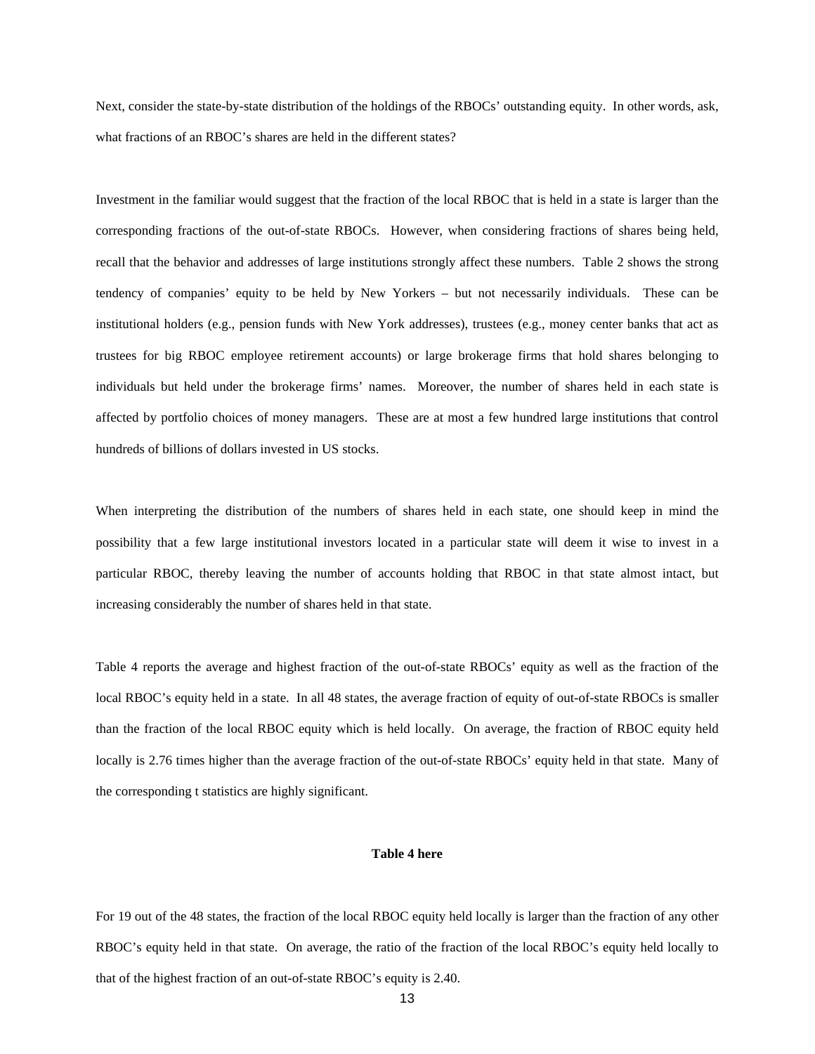Next, consider the state-by-state distribution of the holdings of the RBOCs' outstanding equity. In other words, ask, what fractions of an RBOC's shares are held in the different states?

Investment in the familiar would suggest that the fraction of the local RBOC that is held in a state is larger than the corresponding fractions of the out-of-state RBOCs. However, when considering fractions of shares being held, recall that the behavior and addresses of large institutions strongly affect these numbers. Table 2 shows the strong tendency of companies' equity to be held by New Yorkers – but not necessarily individuals. These can be institutional holders (e.g., pension funds with New York addresses), trustees (e.g., money center banks that act as trustees for big RBOC employee retirement accounts) or large brokerage firms that hold shares belonging to individuals but held under the brokerage firms' names. Moreover, the number of shares held in each state is affected by portfolio choices of money managers. These are at most a few hundred large institutions that control hundreds of billions of dollars invested in US stocks.

When interpreting the distribution of the numbers of shares held in each state, one should keep in mind the possibility that a few large institutional investors located in a particular state will deem it wise to invest in a particular RBOC, thereby leaving the number of accounts holding that RBOC in that state almost intact, but increasing considerably the number of shares held in that state.

Table 4 reports the average and highest fraction of the out-of-state RBOCs' equity as well as the fraction of the local RBOC's equity held in a state. In all 48 states, the average fraction of equity of out-of-state RBOCs is smaller than the fraction of the local RBOC equity which is held locally. On average, the fraction of RBOC equity held locally is 2.76 times higher than the average fraction of the out-of-state RBOCs' equity held in that state. Many of the corresponding t statistics are highly significant.

**Table 4 here**

For 19 out of the 48 states, the fraction of the local RBOC equity held locally is larger than the fraction of any other RBOC's equity held in that state. On average, the ratio of the fraction of the local RBOC's equity held locally to that of the highest fraction of an out-of-state RBOC's equity is 2.40.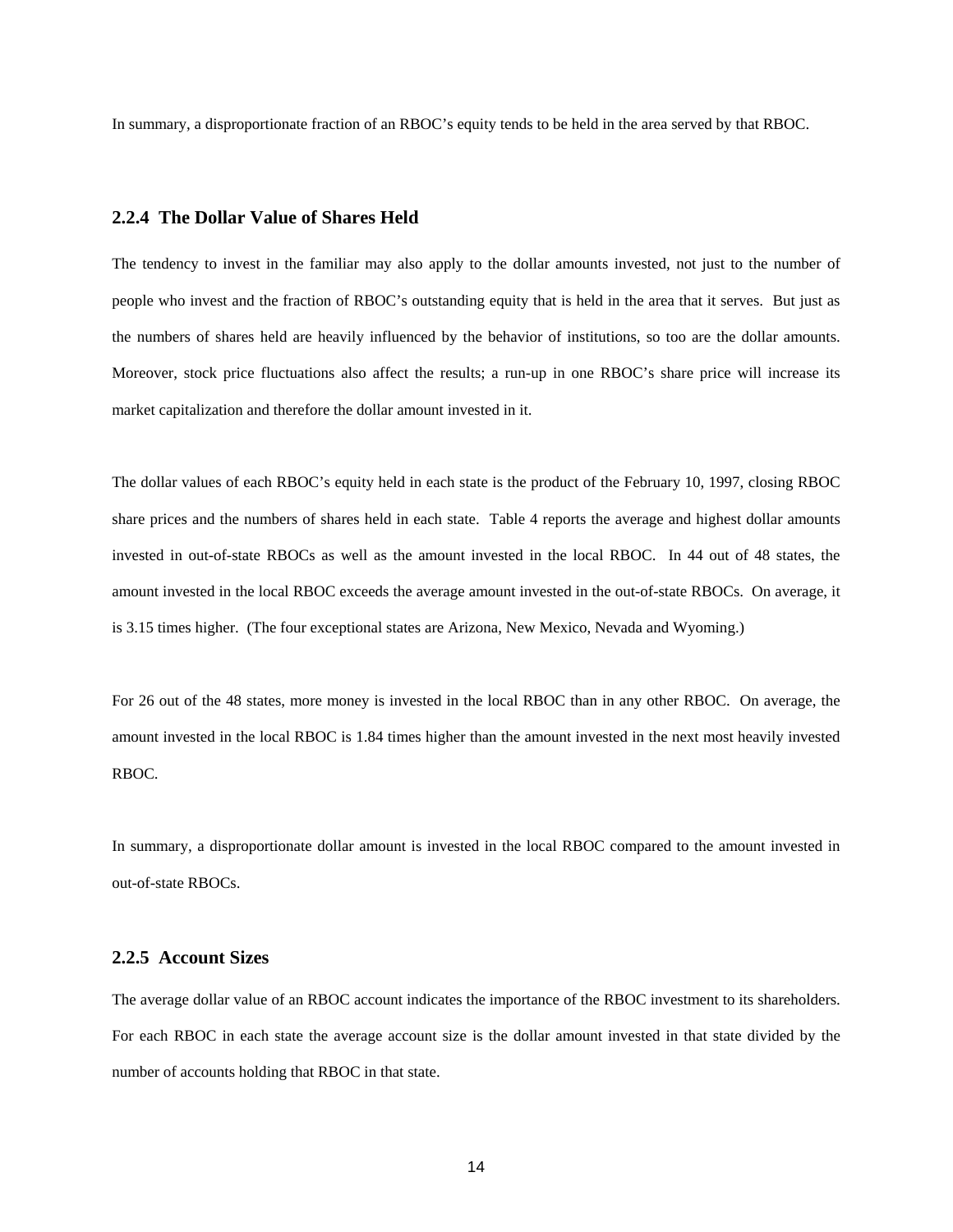In summary, a disproportionate fraction of an RBOC's equity tends to be held in the area served by that RBOC.

### 2.2.4 The Dollar Value of Shares Held

The tendency to invest in the familiar may also apply to the dollar amounts invested, not just to the number of people who invest and the fraction of RBOC's outstanding equity that is held in the area that it serves. But just as the numbers of shares held are heavily influenced by the behavior of institutions, so too are the dollar amounts. Moreover, stock price fluctuations also affect the results; a run-up in one RBOC's share price will increase its market capitalization and therefore the dollar amount invested in it.

The dollar values of each RBOC's equity held in each state is the product of the February 10, 1997, closing RBOC share prices and the numbers of shares held in each state. Table 4 reports the average and highest dollar amounts invested in out-of-state RBOCs as well as the amount invested in the local RBOC. In 44 out of 48 states, the amount invested in the local RBOC exceeds the average amount invested in the out-of-state RBOCs. On average, it is 3.15 times higher. (The four exceptional states are Arizona, New Mexico, Nevada and Wyoming.)

For 26 out of the 48 states, more money is invested in the local RBOC than in any other RBOC. On average, the amount invested in the local RBOC is 1.84 times higher than the amount invested in the next most heavily invested RBOC.

In summary, a disproportionate dollar amount is invested in the local RBOC compared to the amount invested in out-of-state RBOCs.

### 2.2.5 Account Sizes

The average dollar value of an RBOC account indicates the importance of the RBOC investment to its shareholders. For each RBOC in each state the average account size is the dollar amount invested in that state divided by the number of accounts holding that RBOC in that state.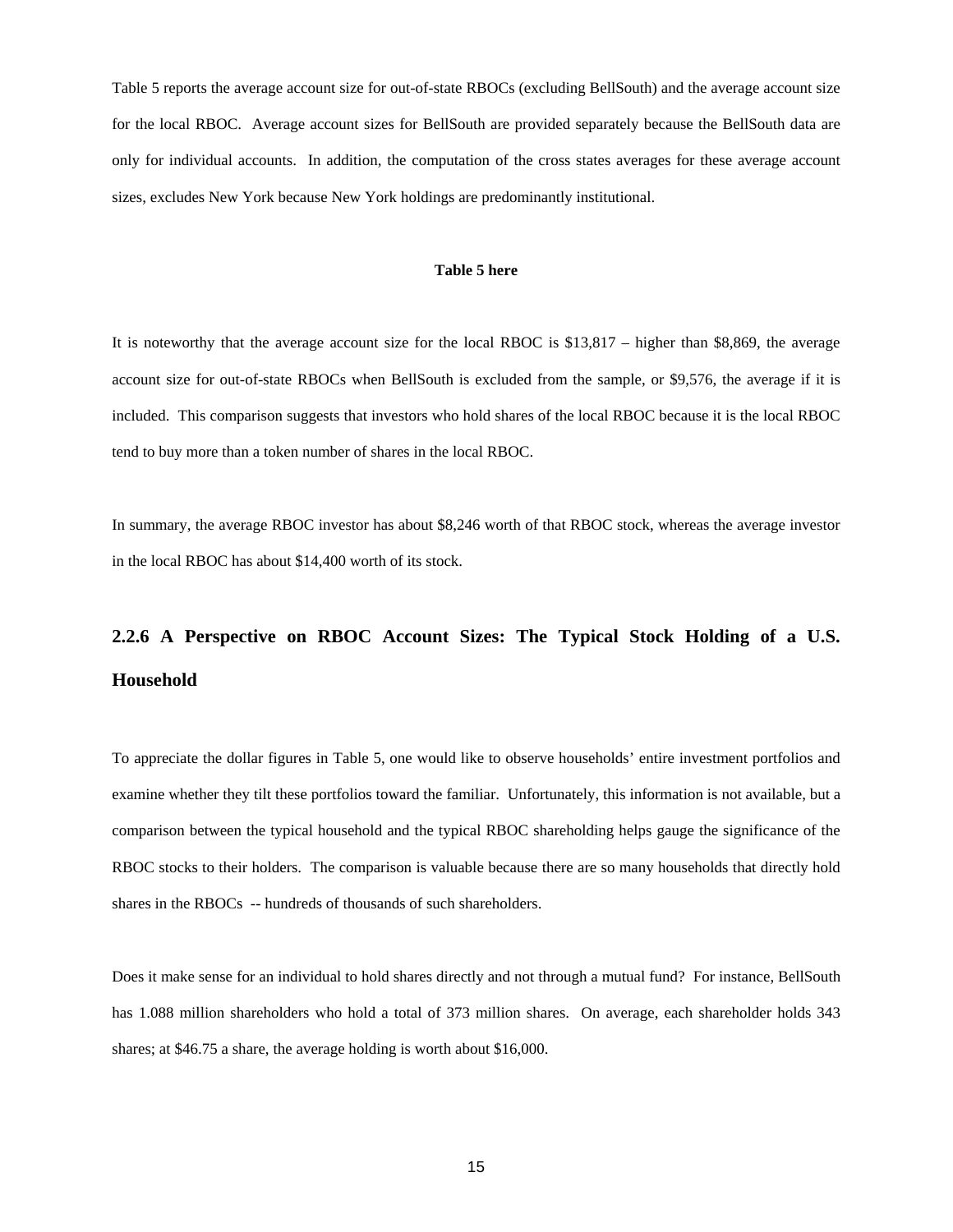Table 5 reports the average account size for out-of-state RBOCs (excluding BellSouth) and the average account size for the local RBOC. Average account sizes for BellSouth are provided separately because the BellSouth data are only for individual accounts. In addition, the computation of the cross states averages for these average account sizes, excludes New York because New York holdings are predominantly institutional.

**Table 5 here**

It is noteworthy that the average account size for the local RBOC is $13,817 – higher than $8,869, the average account size for out-of-state RBOCs when BellSouth is excluded from the sample, or $9,576, the average if it is included. This comparison suggests that investors who hold shares of the local RBOC because it is the local RBOC tend to buy more than a token number of shares in the local RBOC.

In summary, the average RBOC investor has about $8,246 worth of that RBOC stock, whereas the average investor in the local RBOC has about $14,400 worth of its stock.

### 2.2.6 A Perspective on RBOC Account Sizes: The Typical Stock Holding of a U.S. Household

To appreciate the dollar figures in Table 5, one would like to observe households' entire investment portfolios and examine whether they tilt these portfolios toward the familiar. Unfortunately, this information is not available, but a comparison between the typical household and the typical RBOC shareholding helps gauge the significance of the RBOC stocks to their holders. The comparison is valuable because there are so many households that directly hold shares in the RBOCs -- hundreds of thousands of such shareholders.

Does it make sense for an individual to hold shares directly and not through a mutual fund? For instance, BellSouth has 1.088 million shareholders who hold a total of 373 million shares. On average, each shareholder holds 343 shares; at $46.75 a share, the average holding is worth about $16,000.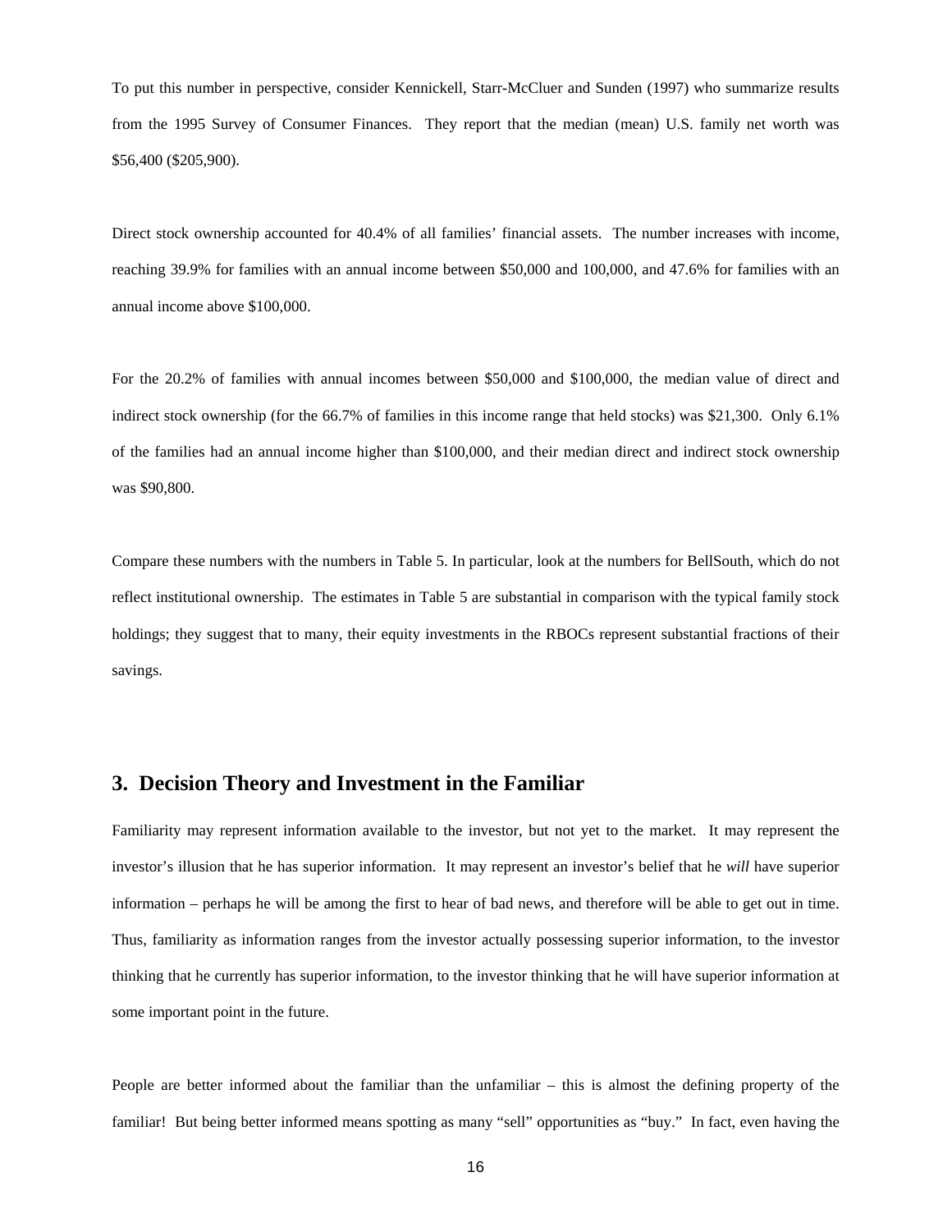To put this number in perspective, consider Kennickell, Starr-McCluer and Sunden (1997) who summarize results from the 1995 Survey of Consumer Finances. They report that the median (mean) U.S. family net worth was $56,400 ($205,900).

Direct stock ownership accounted for 40.4% of all families' financial assets. The number increases with income, reaching 39.9% for families with an annual income between $50,000 and 100,000, and 47.6% for families with an annual income above $100,000.

For the 20.2% of families with annual incomes between $50,000 and $100,000, the median value of direct and indirect stock ownership (for the 66.7% of families in this income range that held stocks) was $21,300. Only 6.1% of the families had an annual income higher than $100,000, and their median direct and indirect stock ownership was $90,800.

Compare these numbers with the numbers in Table 5. In particular, look at the numbers for BellSouth, which do not reflect institutional ownership. The estimates in Table 5 are substantial in comparison with the typical family stock holdings; they suggest that to many, their equity investments in the RBOCs represent substantial fractions of their savings.

## 3. Decision Theory and Investment in the Familiar

Familiarity may represent information available to the investor, but not yet to the market. It may represent the investor's illusion that he has superior information. It may represent an investor's belief that he *will* have superior information – perhaps he will be among the first to hear of bad news, and therefore will be able to get out in time. Thus, familiarity as information ranges from the investor actually possessing superior information, to the investor thinking that he currently has superior information, to the investor thinking that he will have superior information at some important point in the future.

People are better informed about the familiar than the unfamiliar – this is almost the defining property of the familiar! But being better informed means spotting as many "sell" opportunities as "buy." In fact, even having the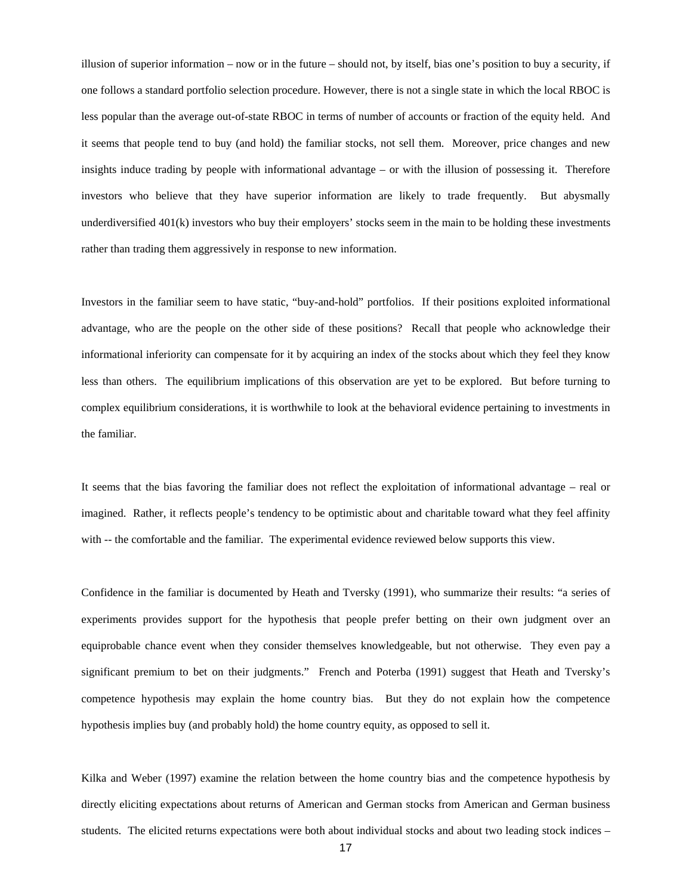illusion of superior information – now or in the future – should not, by itself, bias one's position to buy a security, if one follows a standard portfolio selection procedure. However, there is not a single state in which the local RBOC is less popular than the average out-of-state RBOC in terms of number of accounts or fraction of the equity held. And it seems that people tend to buy (and hold) the familiar stocks, not sell them. Moreover, price changes and new insights induce trading by people with informational advantage – or with the illusion of possessing it. Therefore investors who believe that they have superior information are likely to trade frequently. But abysmally underdiversified 401(k) investors who buy their employers' stocks seem in the main to be holding these investments rather than trading them aggressively in response to new information.

Investors in the familiar seem to have static, "buy-and-hold" portfolios. If their positions exploited informational advantage, who are the people on the other side of these positions? Recall that people who acknowledge their informational inferiority can compensate for it by acquiring an index of the stocks about which they feel they know less than others. The equilibrium implications of this observation are yet to be explored. But before turning to complex equilibrium considerations, it is worthwhile to look at the behavioral evidence pertaining to investments in the familiar.

It seems that the bias favoring the familiar does not reflect the exploitation of informational advantage – real or imagined. Rather, it reflects people's tendency to be optimistic about and charitable toward what they feel affinity with -- the comfortable and the familiar. The experimental evidence reviewed below supports this view.

Confidence in the familiar is documented by Heath and Tversky (1991), who summarize their results: "a series of experiments provides support for the hypothesis that people prefer betting on their own judgment over an equiprobable chance event when they consider themselves knowledgeable, but not otherwise. They even pay a significant premium to bet on their judgments." French and Poterba (1991) suggest that Heath and Tversky's competence hypothesis may explain the home country bias. But they do not explain how the competence hypothesis implies buy (and probably hold) the home country equity, as opposed to sell it.

Kilka and Weber (1997) examine the relation between the home country bias and the competence hypothesis by directly eliciting expectations about returns of American and German stocks from American and German business students. The elicited returns expectations were both about individual stocks and about two leading stock indices –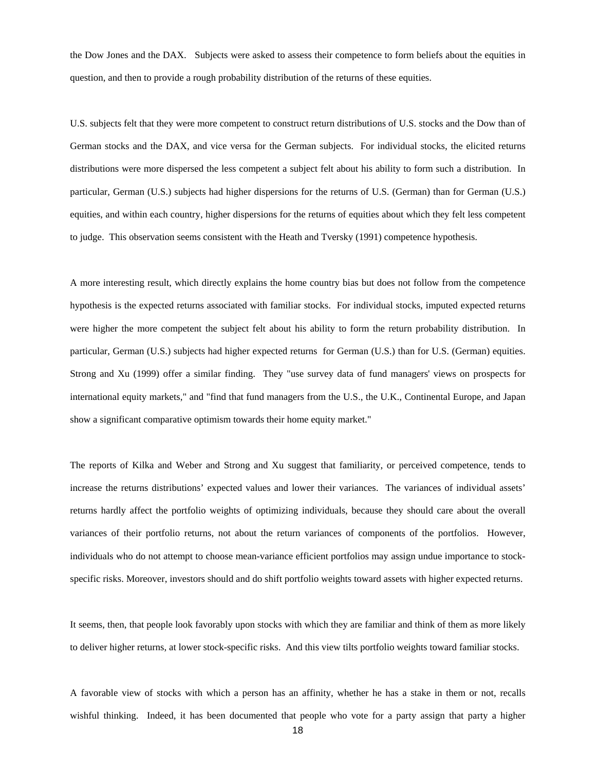the Dow Jones and the DAX. Subjects were asked to assess their competence to form beliefs about the equities in question, and then to provide a rough probability distribution of the returns of these equities.

U.S. subjects felt that they were more competent to construct return distributions of U.S. stocks and the Dow than of German stocks and the DAX, and vice versa for the German subjects. For individual stocks, the elicited returns distributions were more dispersed the less competent a subject felt about his ability to form such a distribution. In particular, German (U.S.) subjects had higher dispersions for the returns of U.S. (German) than for German (U.S.) equities, and within each country, higher dispersions for the returns of equities about which they felt less competent to judge. This observation seems consistent with the Heath and Tversky (1991) competence hypothesis.

A more interesting result, which directly explains the home country bias but does not follow from the competence hypothesis is the expected returns associated with familiar stocks. For individual stocks, imputed expected returns were higher the more competent the subject felt about his ability to form the return probability distribution. In particular, German (U.S.) subjects had higher expected returns for German (U.S.) than for U.S. (German) equities. Strong and Xu (1999) offer a similar finding. They "use survey data of fund managers' views on prospects for international equity markets," and "find that fund managers from the U.S., the U.K., Continental Europe, and Japan show a significant comparative optimism towards their home equity market."

The reports of Kilka and Weber and Strong and Xu suggest that familiarity, or perceived competence, tends to increase the returns distributions' expected values and lower their variances. The variances of individual assets' returns hardly affect the portfolio weights of optimizing individuals, because they should care about the overall variances of their portfolio returns, not about the return variances of components of the portfolios. However, individuals who do not attempt to choose mean-variance efficient portfolios may assign undue importance to stock-specific risks. Moreover, investors should and do shift portfolio weights toward assets with higher expected returns.

It seems, then, that people look favorably upon stocks with which they are familiar and think of them as more likely to deliver higher returns, at lower stock-specific risks. And this view tilts portfolio weights toward familiar stocks.

A favorable view of stocks with which a person has an affinity, whether he has a stake in them or not, recalls wishful thinking. Indeed, it has been documented that people who vote for a party assign that party a higher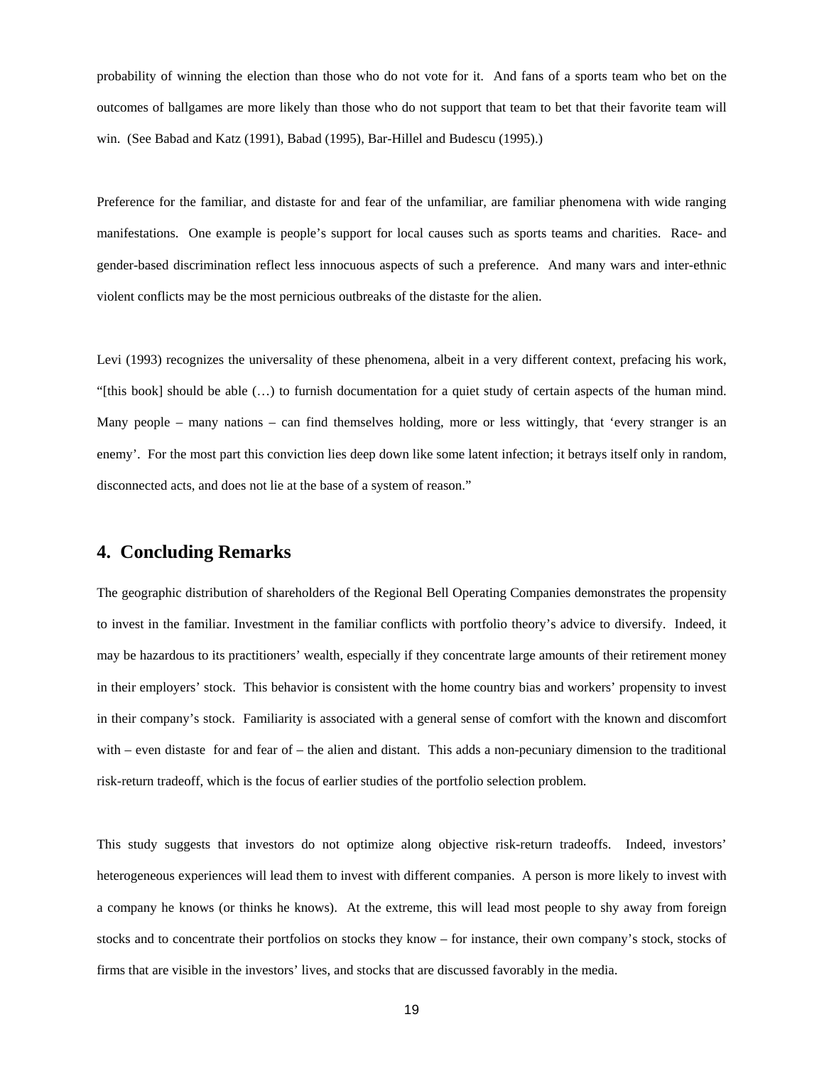probability of winning the election than those who do not vote for it. And fans of a sports team who bet on the outcomes of ballgames are more likely than those who do not support that team to bet that their favorite team will win. (See Babad and Katz (1991), Babad (1995), Bar-Hillel and Budescu (1995).)

Preference for the familiar, and distaste for and fear of the unfamiliar, are familiar phenomena with wide ranging manifestations. One example is people's support for local causes such as sports teams and charities. Race- and gender-based discrimination reflect less innocuous aspects of such a preference. And many wars and inter-ethnic violent conflicts may be the most pernicious outbreaks of the distaste for the alien.

Levi (1993) recognizes the universality of these phenomena, albeit in a very different context, prefacing his work, "[this book] should be able (…) to furnish documentation for a quiet study of certain aspects of the human mind. Many people – many nations – can find themselves holding, more or less wittingly, that 'every stranger is an enemy'. For the most part this conviction lies deep down like some latent infection; it betrays itself only in random, disconnected acts, and does not lie at the base of a system of reason."

## 4. Concluding Remarks

The geographic distribution of shareholders of the Regional Bell Operating Companies demonstrates the propensity to invest in the familiar. Investment in the familiar conflicts with portfolio theory's advice to diversify. Indeed, it may be hazardous to its practitioners' wealth, especially if they concentrate large amounts of their retirement money in their employers' stock. This behavior is consistent with the home country bias and workers' propensity to invest in their company's stock. Familiarity is associated with a general sense of comfort with the known and discomfort with – even distaste for and fear of – the alien and distant. This adds a non-pecuniary dimension to the traditional risk-return tradeoff, which is the focus of earlier studies of the portfolio selection problem.

This study suggests that investors do not optimize along objective risk-return tradeoffs. Indeed, investors' heterogeneous experiences will lead them to invest with different companies. A person is more likely to invest with a company he knows (or thinks he knows). At the extreme, this will lead most people to shy away from foreign stocks and to concentrate their portfolios on stocks they know – for instance, their own company's stock, stocks of firms that are visible in the investors' lives, and stocks that are discussed favorably in the media.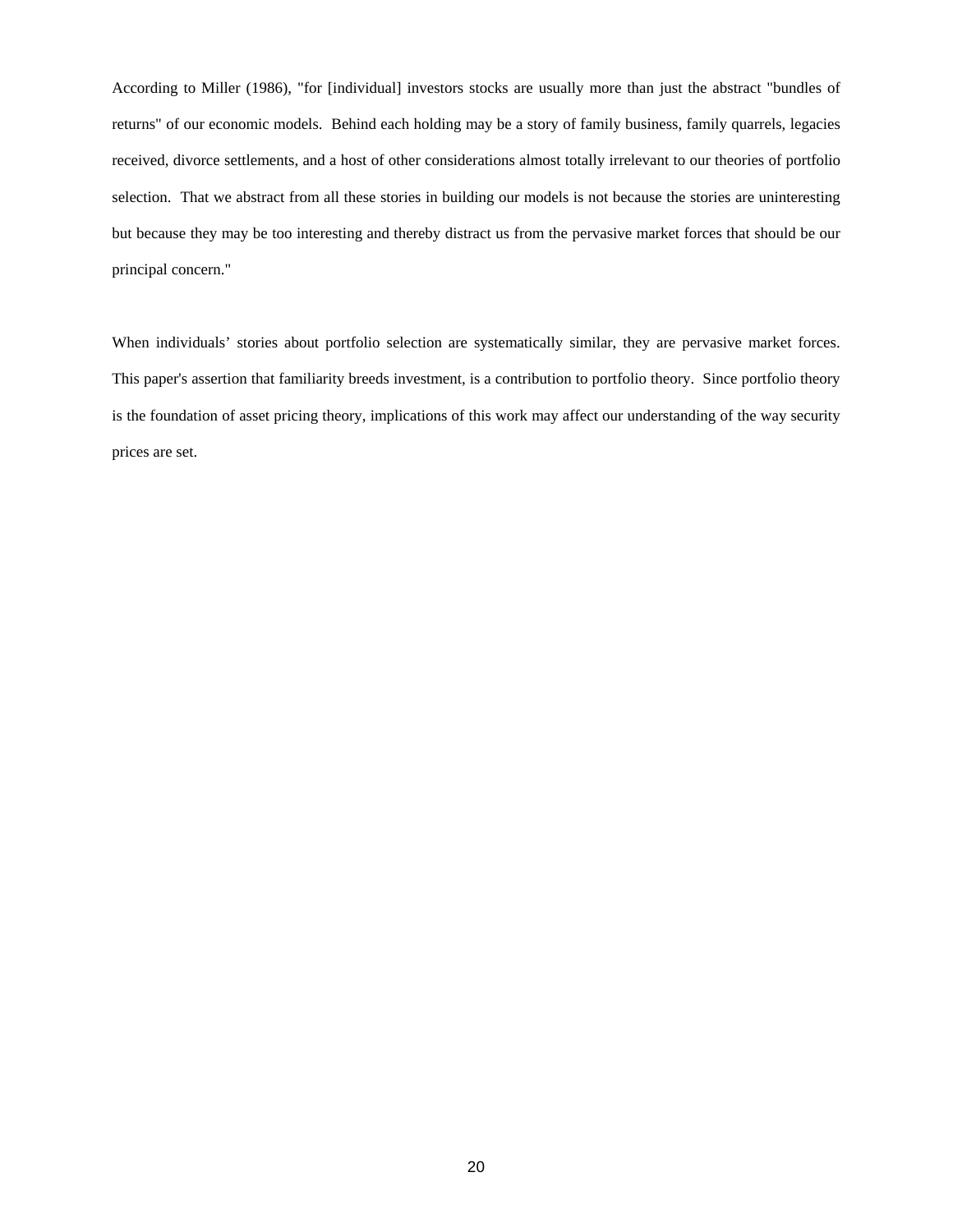According to Miller (1986), "for [individual] investors stocks are usually more than just the abstract "bundles of returns" of our economic models. Behind each holding may be a story of family business, family quarrels, legacies received, divorce settlements, and a host of other considerations almost totally irrelevant to our theories of portfolio selection. That we abstract from all these stories in building our models is not because the stories are uninteresting but because they may be too interesting and thereby distract us from the pervasive market forces that should be our principal concern."

When individuals' stories about portfolio selection are systematically similar, they are pervasive market forces. This paper's assertion that familiarity breeds investment, is a contribution to portfolio theory. Since portfolio theory is the foundation of asset pricing theory, implications of this work may affect our understanding of the way security prices are set.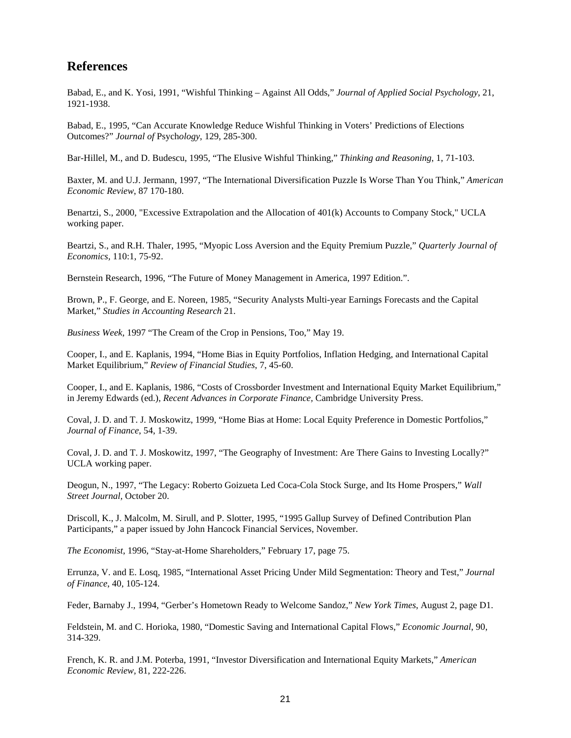## References

Babad, E., and K. Yosi, 1991, "Wishful Thinking – Against All Odds," *Journal of Applied Social Psychology*, 21, 1921-1938.

Babad, E., 1995, "Can Accurate Knowledge Reduce Wishful Thinking in Voters' Predictions of Elections Outcomes?" *Journal of* Psych*ology*, 129, 285-300.

Bar-Hillel, M., and D. Budescu, 1995, "The Elusive Wishful Thinking," *Thinking and Reasoning*, 1, 71-103.

Baxter, M. and U.J. Jermann, 1997, "The International Diversification Puzzle Is Worse Than You Think," *American Economic Review*, 87 170-180.

Benartzi, S., 2000, "Excessive Extrapolation and the Allocation of 401(k) Accounts to Company Stock," UCLA working paper.

Beartzi, S., and R.H. Thaler, 1995, "Myopic Loss Aversion and the Equity Premium Puzzle," *Quarterly Journal of Economics,* 110:1, 75-92.

Bernstein Research, 1996, "The Future of Money Management in America, 1997 Edition.".

Brown, P., F. George, and E. Noreen, 1985, "Security Analysts Multi-year Earnings Forecasts and the Capital Market," *Studies in Accounting Research* 21.

*Business Week,* 1997 "The Cream of the Crop in Pensions, Too," May 19.

Cooper, I., and E. Kaplanis, 1994, "Home Bias in Equity Portfolios, Inflation Hedging, and International Capital Market Equilibrium," *Review of Financial Studies,* 7, 45-60.

Cooper, I., and E. Kaplanis, 1986, "Costs of Crossborder Investment and International Equity Market Equilibrium," in Jeremy Edwards (ed.), *Recent Advances in Corporate Finance*, Cambridge University Press.

Coval, J. D. and T. J. Moskowitz, 1999, "Home Bias at Home: Local Equity Preference in Domestic Portfolios," *Journal of Finance*, 54, 1-39.

Coval, J. D. and T. J. Moskowitz, 1997, "The Geography of Investment: Are There Gains to Investing Locally?" UCLA working paper.

Deogun, N., 1997, "The Legacy: Roberto Goizueta Led Coca-Cola Stock Surge, and Its Home Prospers," *Wall Street Journal,* October 20.

Driscoll, K., J. Malcolm, M. Sirull, and P. Slotter, 1995, "1995 Gallup Survey of Defined Contribution Plan Participants," a paper issued by John Hancock Financial Services, November.

*The Economist,* 1996, "Stay-at-Home Shareholders," February 17, page 75.

Errunza, V. and E. Losq, 1985, "International Asset Pricing Under Mild Segmentation: Theory and Test," *Journal of Finance*, 40, 105-124.

Feder, Barnaby J., 1994, "Gerber's Hometown Ready to Welcome Sandoz," *New York Times*, August 2, page D1.

Feldstein, M. and C. Horioka, 1980, "Domestic Saving and International Capital Flows," *Economic Journal*, 90, 314-329.

French, K. R. and J.M. Poterba, 1991, "Investor Diversification and International Equity Markets," *American Economic Review,* 81, 222-226.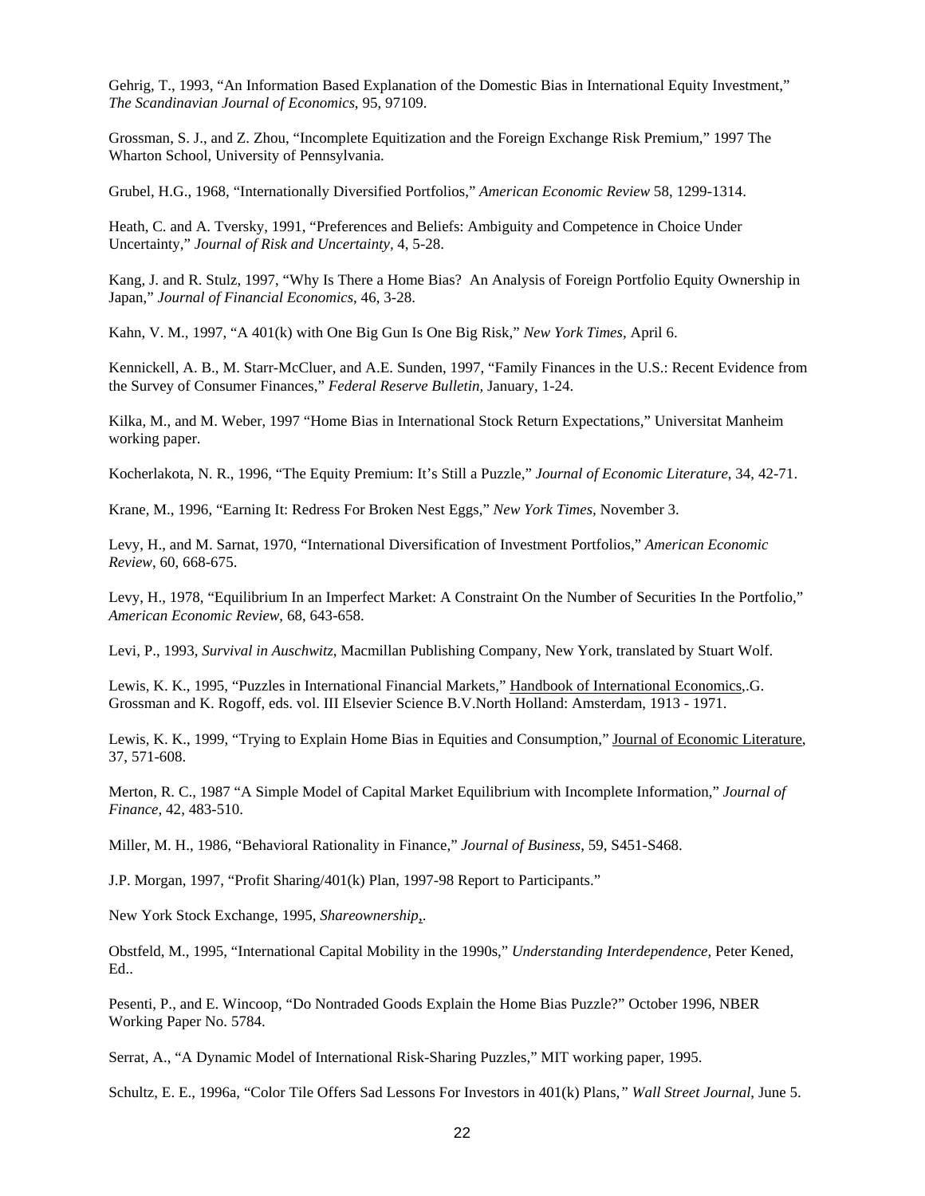Gehrig, T., 1993, "An Information Based Explanation of the Domestic Bias in International Equity Investment," *The Scandinavian Journal of Economics*, 95, 97109.

Grossman, S. J., and Z. Zhou, "Incomplete Equitization and the Foreign Exchange Risk Premium," 1997 The Wharton School, University of Pennsylvania.

Grubel, H.G., 1968, "Internationally Diversified Portfolios," *American Economic Review* 58, 1299-1314.

Heath, C. and A. Tversky, 1991, "Preferences and Beliefs: Ambiguity and Competence in Choice Under Uncertainty," *Journal of Risk and Uncertainty*, 4, 5-28.

Kang, J. and R. Stulz, 1997, "Why Is There a Home Bias? An Analysis of Foreign Portfolio Equity Ownership in Japan," *Journal of Financial Economics*, 46, 3-28.

Kahn, V. M., 1997, "A 401(k) with One Big Gun Is One Big Risk," *New York Times*, April 6.

Kennickell, A. B., M. Starr-McCluer, and A.E. Sunden, 1997, "Family Finances in the U.S.: Recent Evidence from the Survey of Consumer Finances," *Federal Reserve Bulletin*, January, 1-24.

Kilka, M., and M. Weber, 1997 "Home Bias in International Stock Return Expectations," Universitat Manheim working paper.

Kocherlakota, N. R., 1996, "The Equity Premium: It's Still a Puzzle," *Journal of Economic Literature*, 34, 42-71.

Krane, M., 1996, "Earning It: Redress For Broken Nest Eggs," *New York Times*, November 3.

Levy, H., and M. Sarnat, 1970, "International Diversification of Investment Portfolios," *American Economic Review*, 60, 668-675.

Levy, H., 1978, "Equilibrium In an Imperfect Market: A Constraint On the Number of Securities In the Portfolio," *American Economic Review*, 68, 643-658.

Levi, P., 1993, *Survival in Auschwitz*, Macmillan Publishing Company, New York, translated by Stuart Wolf.

Lewis, K. K., 1995, "Puzzles in International Financial Markets," Handbook of International Economics,.G. Grossman and K. Rogoff, eds. vol. III Elsevier Science B.V.North Holland: Amsterdam, 1913 - 1971.

Lewis, K. K., 1999, "Trying to Explain Home Bias in Equities and Consumption," Journal of Economic Literature, 37, 571-608.

Merton, R. C., 1987 "A Simple Model of Capital Market Equilibrium with Incomplete Information," *Journal of Finance*, 42, 483-510.

Miller, M. H., 1986, "Behavioral Rationality in Finance," *Journal of Business*, 59, S451-S468.

J.P. Morgan, 1997, "Profit Sharing/401(k) Plan, 1997-98 Report to Participants."

New York Stock Exchange, 1995, *Shareownership*,.

Obstfeld, M., 1995, "International Capital Mobility in the 1990s," *Understanding Interdependence*, Peter Kened, Ed..

Pesenti, P., and E. Wincoop, "Do Nontraded Goods Explain the Home Bias Puzzle?" October 1996, NBER Working Paper No. 5784.

Serrat, A., "A Dynamic Model of International Risk-Sharing Puzzles," MIT working paper, 1995.

Schultz, E. E., 1996a, "Color Tile Offers Sad Lessons For Investors in 401(k) Plans," *Wall Street Journal*, June 5.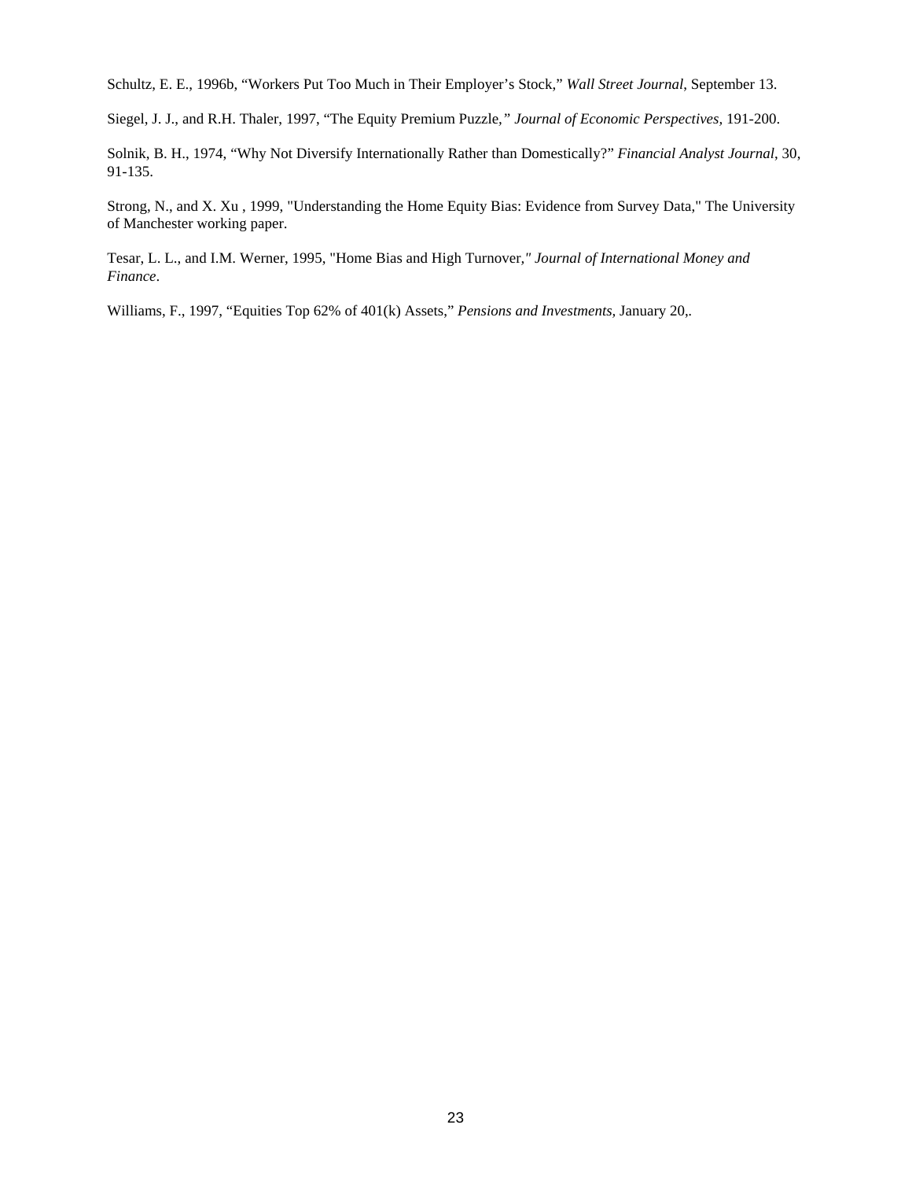Schultz, E. E., 1996b, “Workers Put Too Much in Their Employer’s Stock,” *Wall Street Journal*, September 13.

Siegel, J. J., and R.H. Thaler, 1997, “The Equity Premium Puzzle,” *Journal of Economic Perspectives,* 191-200.

Solnik, B. H., 1974, “Why Not Diversify Internationally Rather than Domestically?” *Financial Analyst Journal*, 30, 91-135.

Strong, N., and X. Xu , 1999, "Understanding the Home Equity Bias: Evidence from Survey Data," The University of Manchester working paper.

Tesar, L. L., and I.M. Werner, 1995, "Home Bias and High Turnover," *Journal of International Money and Finance*.

Williams, F., 1997, “Equities Top 62% of 401(k) Assets,” *Pensions and Investments,* January 20,.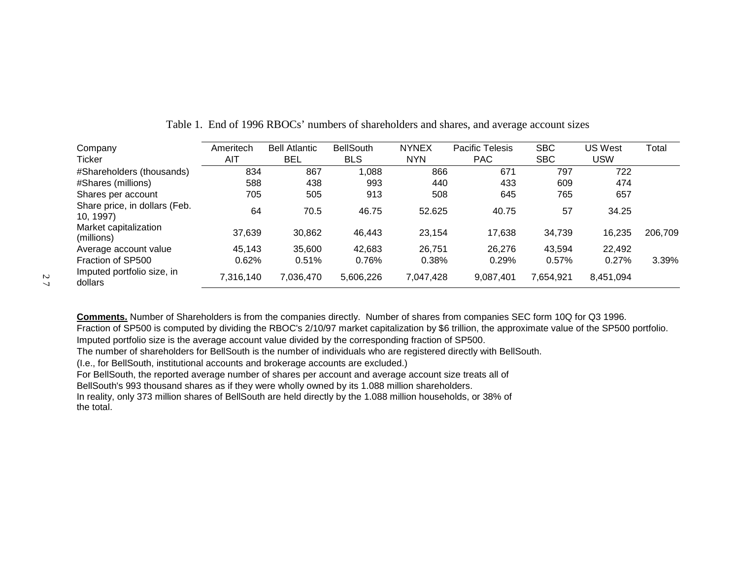Table 1. End of 1996 RBOCs' numbers of shareholders and shares, and average account sizes

| Company | Ameritech | Bell Atlantic | BellSouth | NYNEX | Pacific Telesis | SBC | US West | Total |
|---|---|---|---|---|---|---|---|---|
| Ticker | AIT | BEL | BLS | NYN | PAC | SBC | USW | |
| #Shareholders (thousands) | 834 | 867 | 1,088 | 866 | 671 | 797 | 722 | |
| #Shares (millions) | 588 | 438 | 993 | 440 | 433 | 609 | 474 | |
| Shares per account | 705 | 505 | 913 | 508 | 645 | 765 | 657 | |
| Share price, in dollars (Feb. 10, 1997) | 64 | 70.5 | 46.75 | 52.625 | 40.75 | 57 | 34.25 | |
| Market capitalization (millions) | 37,639 | 30,862 | 46,443 | 23,154 | 17,638 | 34,739 | 16,235 | 206,709 |
| Average account value | 45,143 | 35,600 | 42,683 | 26,751 | 26,276 | 43,594 | 22,492 | |
| Fraction of SP500 | 0.62% | 0.51% | 0.76% | 0.38% | 0.29% | 0.57% | 0.27% | 3.39% |
| Imputed portfolio size, in dollars | 7,316,140 | 7,036,470 | 5,606,226 | 7,047,428 | 9,087,401 | 7,654,921 | 8,451,094 | |

**Comments.** Number of Shareholders is from the companies directly. Number of shares from companies SEC form 10Q for Q3 1996.
Fraction of SP500 is computed by dividing the RBOC's 2/10/97 market capitalization by $6 trillion, the approximate value of the SP500 portfolio.
Imputed portfolio size is the average account value divided by the corresponding fraction of SP500.
The number of shareholders for BellSouth is the number of individuals who are registered directly with BellSouth.
(I.e., for BellSouth, institutional accounts and brokerage accounts are excluded.)
For BellSouth, the reported average number of shares per account and average account size treats all of BellSouth's 993 thousand shares as if they were wholly owned by its 1.088 million shareholders.
In reality, only 373 million shares of BellSouth are held directly by the 1.088 million households, or 38% of the total.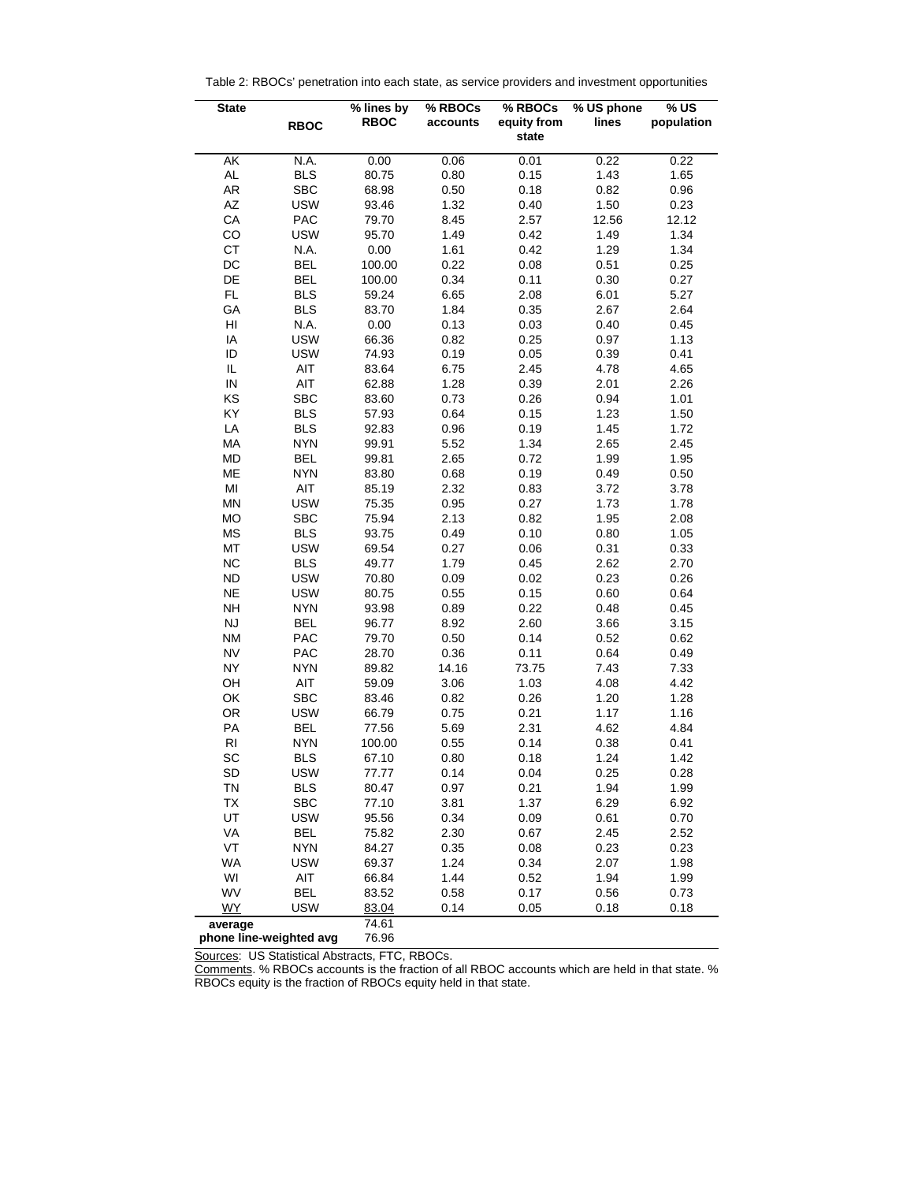Table 2: RBOCs' penetration into each state, as service providers and investment opportunities

| State | RBOC | % lines by RBOC | % RBOCs accounts | % RBOCs equity from state | % US phone lines | % US population |
|---|---|---|---|---|---|---|
| AK | N.A. | 0.00 | 0.06 | 0.01 | 0.22 | 0.22 |
| AL | BLS | 80.75 | 0.80 | 0.15 | 1.43 | 1.65 |
| AR | SBC | 68.98 | 0.50 | 0.18 | 0.82 | 0.96 |
| AZ | USW | 93.46 | 1.32 | 0.40 | 1.50 | 0.23 |
| CA | PAC | 79.70 | 8.45 | 2.57 | 12.56 | 12.12 |
| CO | USW | 95.70 | 1.49 | 0.42 | 1.49 | 1.34 |
| CT | N.A. | 0.00 | 1.61 | 0.42 | 1.29 | 1.34 |
| DC | BEL | 100.00 | 0.22 | 0.08 | 0.51 | 0.25 |
| DE | BEL | 100.00 | 0.34 | 0.11 | 0.30 | 0.27 |
| FL | BLS | 59.24 | 6.65 | 2.08 | 6.01 | 5.27 |
| GA | BLS | 83.70 | 1.84 | 0.35 | 2.67 | 2.64 |
| HI | N.A. | 0.00 | 0.13 | 0.03 | 0.40 | 0.45 |
| IA | USW | 66.36 | 0.82 | 0.25 | 0.97 | 1.13 |
| ID | USW | 74.93 | 0.19 | 0.05 | 0.39 | 0.41 |
| IL | AIT | 83.64 | 6.75 | 2.45 | 4.78 | 4.65 |
| IN | AIT | 62.88 | 1.28 | 0.39 | 2.01 | 2.26 |
| KS | SBC | 83.60 | 0.73 | 0.26 | 0.94 | 1.01 |
| KY | BLS | 57.93 | 0.64 | 0.15 | 1.23 | 1.50 |
| LA | BLS | 92.83 | 0.96 | 0.19 | 1.45 | 1.72 |
| MA | NYN | 99.91 | 5.52 | 1.34 | 2.65 | 2.45 |
| MD | BEL | 99.81 | 2.65 | 0.72 | 1.99 | 1.95 |
| ME | NYN | 83.80 | 0.68 | 0.19 | 0.49 | 0.50 |
| MI | AIT | 85.19 | 2.32 | 0.83 | 3.72 | 3.78 |
| MN | USW | 75.35 | 0.95 | 0.27 | 1.73 | 1.78 |
| MO | SBC | 75.94 | 2.13 | 0.82 | 1.95 | 2.08 |
| MS | BLS | 93.75 | 0.49 | 0.10 | 0.80 | 1.05 |
| MT | USW | 69.54 | 0.27 | 0.06 | 0.31 | 0.33 |
| NC | BLS | 49.77 | 1.79 | 0.45 | 2.62 | 2.70 |
| ND | USW | 70.80 | 0.09 | 0.02 | 0.23 | 0.26 |
| NE | USW | 80.75 | 0.55 | 0.15 | 0.60 | 0.64 |
| NH | NYN | 93.98 | 0.89 | 0.22 | 0.48 | 0.45 |
| NJ | BEL | 96.77 | 8.92 | 2.60 | 3.66 | 3.15 |
| NM | PAC | 79.70 | 0.50 | 0.14 | 0.52 | 0.62 |
| NV | PAC | 28.70 | 0.36 | 0.11 | 0.64 | 0.49 |
| NY | NYN | 89.82 | 14.16 | 73.75 | 7.43 | 7.33 |
| OH | AIT | 59.09 | 3.06 | 1.03 | 4.08 | 4.42 |
| OK | SBC | 83.46 | 0.82 | 0.26 | 1.20 | 1.28 |
| OR | USW | 66.79 | 0.75 | 0.21 | 1.17 | 1.16 |
| PA | BEL | 77.56 | 5.69 | 2.31 | 4.62 | 4.84 |
| RI | NYN | 100.00 | 0.55 | 0.14 | 0.38 | 0.41 |
| SC | BLS | 67.10 | 0.80 | 0.18 | 1.24 | 1.42 |
| SD | USW | 77.77 | 0.14 | 0.04 | 0.25 | 0.28 |
| TN | BLS | 80.47 | 0.97 | 0.21 | 1.94 | 1.99 |
| TX | SBC | 77.10 | 3.81 | 1.37 | 6.29 | 6.92 |
| UT | USW | 95.56 | 0.34 | 0.09 | 0.61 | 0.70 |
| VA | BEL | 75.82 | 2.30 | 0.67 | 2.45 | 2.52 |
| VT | NYN | 84.27 | 0.35 | 0.08 | 0.23 | 0.23 |
| WA | USW | 69.37 | 1.24 | 0.34 | 2.07 | 1.98 |
| WI | AIT | 66.84 | 1.44 | 0.52 | 1.94 | 1.99 |
| WV | BEL | 83.52 | 0.58 | 0.17 | 0.56 | 0.73 |
| WY | USW | 83.04 | 0.14 | 0.05 | 0.18 | 0.18 |
| **average** | | 74.61 | | | | |
| **phone line-weighted avg** | | 76.96 | | | | |

Sources: US Statistical Abstracts, FTC, RBOCs.

Comments. % RBOCs accounts is the fraction of all RBOC accounts which are held in that state. % RBOCs equity is the fraction of RBOCs equity held in that state.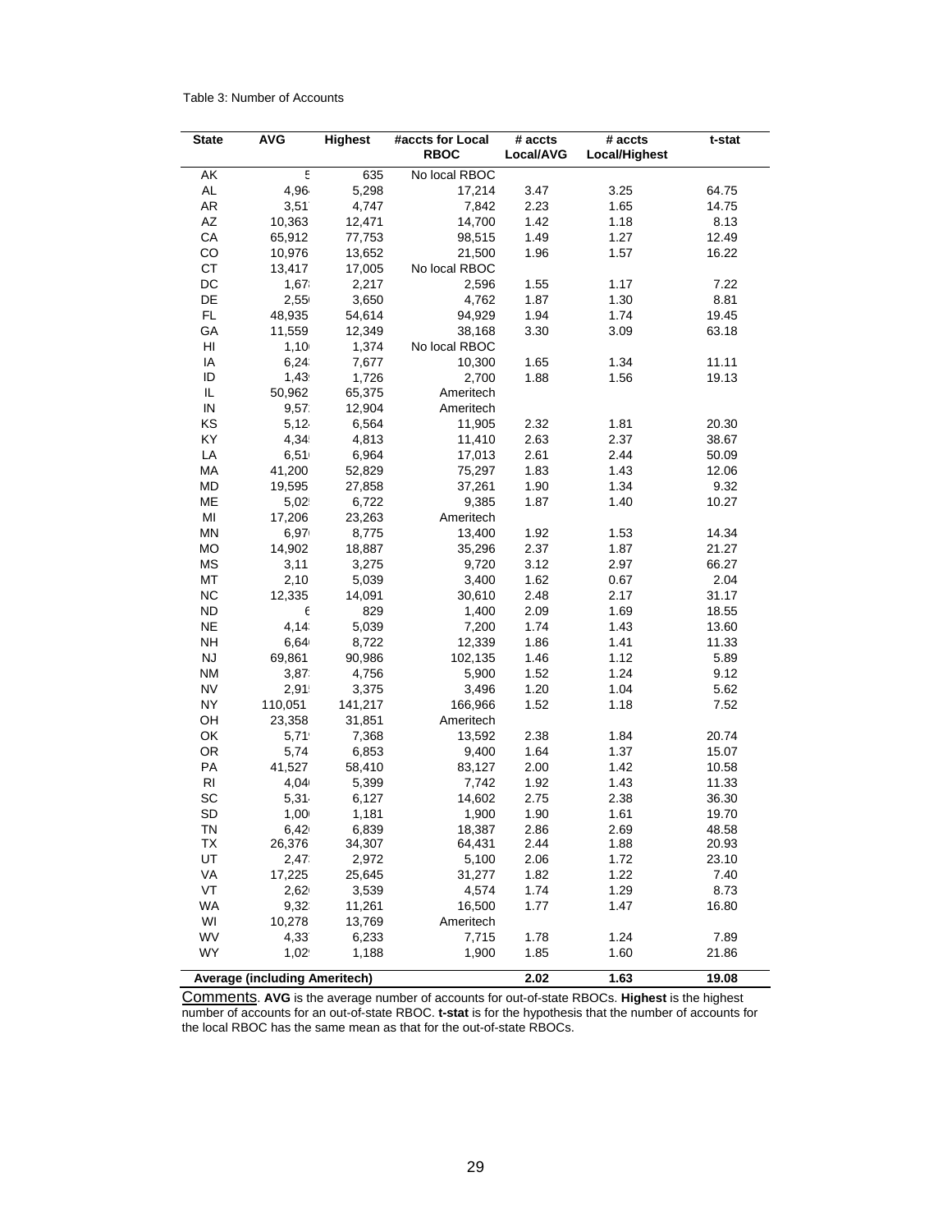Table 3: Number of Accounts

| State | AVG | Highest | #accts for Local RBOC | # accts Local/AVG | # accts Local/Highest | t-stat |
|---|---|---|---|---|---|---|
| AK | 5 | 635 | No local RBOC | | | |
| AL | 4,96 | 5,298 | 17,214 | 3.47 | 3.25 | 64.75 |
| AR | 3,51 | 4,747 | 7,842 | 2.23 | 1.65 | 14.75 |
| AZ | 10,363 | 12,471 | 14,700 | 1.42 | 1.18 | 8.13 |
| CA | 65,912 | 77,753 | 98,515 | 1.49 | 1.27 | 12.49 |
| CO | 10,976 | 13,652 | 21,500 | 1.96 | 1.57 | 16.22 |
| CT | 13,417 | 17,005 | No local RBOC | | | |
| DC | 1,67 | 2,217 | 2,596 | 1.55 | 1.17 | 7.22 |
| DE | 2,55 | 3,650 | 4,762 | 1.87 | 1.30 | 8.81 |
| FL | 48,935 | 54,614 | 94,929 | 1.94 | 1.74 | 19.45 |
| GA | 11,559 | 12,349 | 38,168 | 3.30 | 3.09 | 63.18 |
| HI | 1,10 | 1,374 | No local RBOC | | | |
| IA | 6,24 | 7,677 | 10,300 | 1.65 | 1.34 | 11.11 |
| ID | 1,43 | 1,726 | 2,700 | 1.88 | 1.56 | 19.13 |
| IL | 50,962 | 65,375 | Ameritech | | | |
| IN | 9,57 | 12,904 | Ameritech | | | |
| KS | 5,12 | 6,564 | 11,905 | 2.32 | 1.81 | 20.30 |
| KY | 4,34 | 4,813 | 11,410 | 2.63 | 2.37 | 38.67 |
| LA | 6,51 | 6,964 | 17,013 | 2.61 | 2.44 | 50.09 |
| MA | 41,200 | 52,829 | 75,297 | 1.83 | 1.43 | 12.06 |
| MD | 19,595 | 27,858 | 37,261 | 1.90 | 1.34 | 9.32 |
| ME | 5,02 | 6,722 | 9,385 | 1.87 | 1.40 | 10.27 |
| MI | 17,206 | 23,263 | Ameritech | | | |
| MN | 6,97 | 8,775 | 13,400 | 1.92 | 1.53 | 14.34 |
| MO | 14,902 | 18,887 | 35,296 | 2.37 | 1.87 | 21.27 |
| MS | 3,11 | 3,275 | 9,720 | 3.12 | 2.97 | 66.27 |
| MT | 2,10 | 5,039 | 3,400 | 1.62 | 0.67 | 2.04 |
| NC | 12,335 | 14,091 | 30,610 | 2.48 | 2.17 | 31.17 |
| ND | 6 | 829 | 1,400 | 2.09 | 1.69 | 18.55 |
| NE | 4,14 | 5,039 | 7,200 | 1.74 | 1.43 | 13.60 |
| NH | 6,64 | 8,722 | 12,339 | 1.86 | 1.41 | 11.33 |
| NJ | 69,861 | 90,986 | 102,135 | 1.46 | 1.12 | 5.89 |
| NM | 3,87 | 4,756 | 5,900 | 1.52 | 1.24 | 9.12 |
| NV | 2,91 | 3,375 | 3,496 | 1.20 | 1.04 | 5.62 |
| NY | 110,051 | 141,217 | 166,966 | 1.52 | 1.18 | 7.52 |
| OH | 23,358 | 31,851 | Ameritech | | | |
| OK | 5,71 | 7,368 | 13,592 | 2.38 | 1.84 | 20.74 |
| OR | 5,74 | 6,853 | 9,400 | 1.64 | 1.37 | 15.07 |
| PA | 41,527 | 58,410 | 83,127 | 2.00 | 1.42 | 10.58 |
| RI | 4,04 | 5,399 | 7,742 | 1.92 | 1.43 | 11.33 |
| SC | 5,31 | 6,127 | 14,602 | 2.75 | 2.38 | 36.30 |
| SD | 1,00 | 1,181 | 1,900 | 1.90 | 1.61 | 19.70 |
| TN | 6,42 | 6,839 | 18,387 | 2.86 | 2.69 | 48.58 |
| TX | 26,376 | 34,307 | 64,431 | 2.44 | 1.88 | 20.93 |
| UT | 2,47 | 2,972 | 5,100 | 2.06 | 1.72 | 23.10 |
| VA | 17,225 | 25,645 | 31,277 | 1.82 | 1.22 | 7.40 |
| VT | 2,62 | 3,539 | 4,574 | 1.74 | 1.29 | 8.73 |
| WA | 9,32 | 11,261 | 16,500 | 1.77 | 1.47 | 16.80 |
| WI | 10,278 | 13,769 | Ameritech | | | |
| WV | 4,33 | 6,233 | 7,715 | 1.78 | 1.24 | 7.89 |
| WY | 1,02 | 1,188 | 1,900 | 1.85 | 1.60 | 21.86 |
| **Average (including Ameritech)** | | | | **2.02** | **1.63** | **19.08** |

Comments. **AVG** is the average number of accounts for out-of-state RBOCs. **Highest** is the highest number of accounts for an out-of-state RBOC. **t-stat** is for the hypothesis that the number of accounts for the local RBOC has the same mean as that for the out-of-state RBOCs.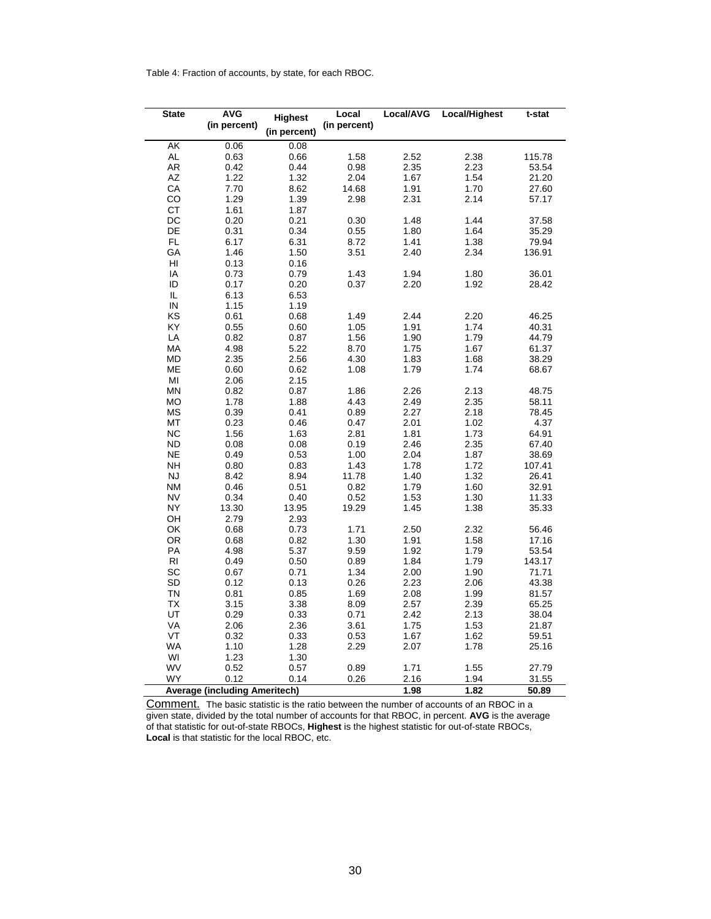Table 4: Fraction of accounts, by state, for each RBOC.

| State | AVG (in percent) | Highest (in percent) | Local (in percent) | Local/AVG | Local/Highest | t-stat |
|---|---|---|---|---|---|---|
| AK | 0.06 | 0.08 | | | | |
| AL | 0.63 | 0.66 | 1.58 | 2.52 | 2.38 | 115.78 |
| AR | 0.42 | 0.44 | 0.98 | 2.35 | 2.23 | 53.54 |
| AZ | 1.22 | 1.32 | 2.04 | 1.67 | 1.54 | 21.20 |
| CA | 7.70 | 8.62 | 14.68 | 1.91 | 1.70 | 27.60 |
| CO | 1.29 | 1.39 | 2.98 | 2.31 | 2.14 | 57.17 |
| CT | 1.61 | 1.87 | | | | |
| DC | 0.20 | 0.21 | 0.30 | 1.48 | 1.44 | 37.58 |
| DE | 0.31 | 0.34 | 0.55 | 1.80 | 1.64 | 35.29 |
| FL | 6.17 | 6.31 | 8.72 | 1.41 | 1.38 | 79.94 |
| GA | 1.46 | 1.50 | 3.51 | 2.40 | 2.34 | 136.91 |
| HI | 0.13 | 0.16 | | | | |
| IA | 0.73 | 0.79 | 1.43 | 1.94 | 1.80 | 36.01 |
| ID | 0.17 | 0.20 | 0.37 | 2.20 | 1.92 | 28.42 |
| IL | 6.13 | 6.53 | | | | |
| IN | 1.15 | 1.19 | | | | |
| KS | 0.61 | 0.68 | 1.49 | 2.44 | 2.20 | 46.25 |
| KY | 0.55 | 0.60 | 1.05 | 1.91 | 1.74 | 40.31 |
| LA | 0.82 | 0.87 | 1.56 | 1.90 | 1.79 | 44.79 |
| MA | 4.98 | 5.22 | 8.70 | 1.75 | 1.67 | 61.37 |
| MD | 2.35 | 2.56 | 4.30 | 1.83 | 1.68 | 38.29 |
| ME | 0.60 | 0.62 | 1.08 | 1.79 | 1.74 | 68.67 |
| MI | 2.06 | 2.15 | | | | |
| MN | 0.82 | 0.87 | 1.86 | 2.26 | 2.13 | 48.75 |
| MO | 1.78 | 1.88 | 4.43 | 2.49 | 2.35 | 58.11 |
| MS | 0.39 | 0.41 | 0.89 | 2.27 | 2.18 | 78.45 |
| MT | 0.23 | 0.46 | 0.47 | 2.01 | 1.02 | 4.37 |
| NC | 1.56 | 1.63 | 2.81 | 1.81 | 1.73 | 64.91 |
| ND | 0.08 | 0.08 | 0.19 | 2.46 | 2.35 | 67.40 |
| NE | 0.49 | 0.53 | 1.00 | 2.04 | 1.87 | 38.69 |
| NH | 0.80 | 0.83 | 1.43 | 1.78 | 1.72 | 107.41 |
| NJ | 8.42 | 8.94 | 11.78 | 1.40 | 1.32 | 26.41 |
| NM | 0.46 | 0.51 | 0.82 | 1.79 | 1.60 | 32.91 |
| NV | 0.34 | 0.40 | 0.52 | 1.53 | 1.30 | 11.33 |
| NY | 13.30 | 13.95 | 19.29 | 1.45 | 1.38 | 35.33 |
| OH | 2.79 | 2.93 | | | | |
| OK | 0.68 | 0.73 | 1.71 | 2.50 | 2.32 | 56.46 |
| OR | 0.68 | 0.82 | 1.30 | 1.91 | 1.58 | 17.16 |
| PA | 4.98 | 5.37 | 9.59 | 1.92 | 1.79 | 53.54 |
| RI | 0.49 | 0.50 | 0.89 | 1.84 | 1.79 | 143.17 |
| SC | 0.67 | 0.71 | 1.34 | 2.00 | 1.90 | 71.71 |
| SD | 0.12 | 0.13 | 0.26 | 2.23 | 2.06 | 43.38 |
| TN | 0.81 | 0.85 | 1.69 | 2.08 | 1.99 | 81.57 |
| TX | 3.15 | 3.38 | 8.09 | 2.57 | 2.39 | 65.25 |
| UT | 0.29 | 0.33 | 0.71 | 2.42 | 2.13 | 38.04 |
| VA | 2.06 | 2.36 | 3.61 | 1.75 | 1.53 | 21.87 |
| VT | 0.32 | 0.33 | 0.53 | 1.67 | 1.62 | 59.51 |
| WA | 1.10 | 1.28 | 2.29 | 2.07 | 1.78 | 25.16 |
| WI | 1.23 | 1.30 | | | | |
| WV | 0.52 | 0.57 | 0.89 | 1.71 | 1.55 | 27.79 |
| WY | 0.12 | 0.14 | 0.26 | 2.16 | 1.94 | 31.55 |
| **Average (including Ameritech)** | | | | **1.98** | **1.82** | **50.89** |

Comment. The basic statistic is the ratio between the number of accounts of an RBOC in a given state, divided by the total number of accounts for that RBOC, in percent. **AVG** is the average of that statistic for out-of-state RBOCs, **Highest** is the highest statistic for out-of-state RBOCs, **Local** is that statistic for the local RBOC, etc.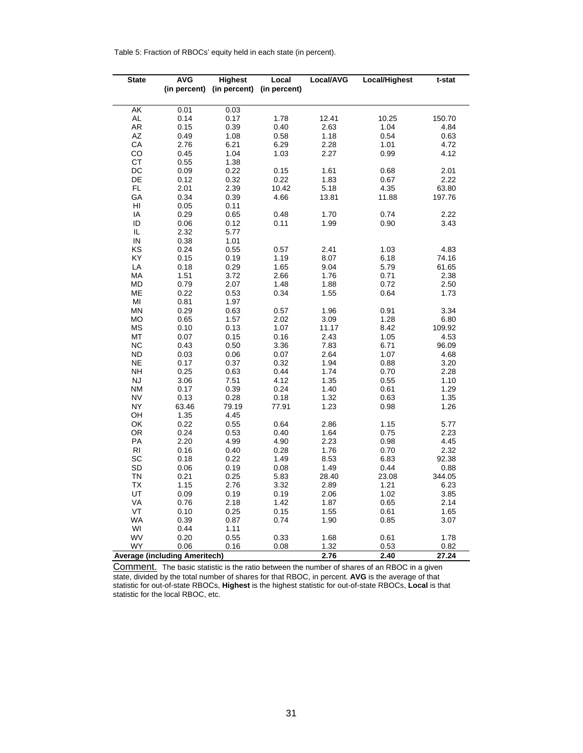Table 5: Fraction of RBOCs' equity held in each state (in percent).

| State | AVG (in percent) | Highest (in percent) | Local (in percent) | Local/AVG | Local/Highest | t-stat |
|---|---|---|---|---|---|---|
| AK | 0.01 | 0.03 | | | | |
| AL | 0.14 | 0.17 | 1.78 | 12.41 | 10.25 | 150.70 |
| AR | 0.15 | 0.39 | 0.40 | 2.63 | 1.04 | 4.84 |
| AZ | 0.49 | 1.08 | 0.58 | 1.18 | 0.54 | 0.63 |
| CA | 2.76 | 6.21 | 6.29 | 2.28 | 1.01 | 4.72 |
| CO | 0.45 | 1.04 | 1.03 | 2.27 | 0.99 | 4.12 |
| CT | 0.55 | 1.38 | | | | |
| DC | 0.09 | 0.22 | 0.15 | 1.61 | 0.68 | 2.01 |
| DE | 0.12 | 0.32 | 0.22 | 1.83 | 0.67 | 2.22 |
| FL | 2.01 | 2.39 | 10.42 | 5.18 | 4.35 | 63.80 |
| GA | 0.34 | 0.39 | 4.66 | 13.81 | 11.88 | 197.76 |
| HI | 0.05 | 0.11 | | | | |
| IA | 0.29 | 0.65 | 0.48 | 1.70 | 0.74 | 2.22 |
| ID | 0.06 | 0.12 | 0.11 | 1.99 | 0.90 | 3.43 |
| IL | 2.32 | 5.77 | | | | |
| IN | 0.38 | 1.01 | | | | |
| KS | 0.24 | 0.55 | 0.57 | 2.41 | 1.03 | 4.83 |
| KY | 0.15 | 0.19 | 1.19 | 8.07 | 6.18 | 74.16 |
| LA | 0.18 | 0.29 | 1.65 | 9.04 | 5.79 | 61.65 |
| MA | 1.51 | 3.72 | 2.66 | 1.76 | 0.71 | 2.38 |
| MD | 0.79 | 2.07 | 1.48 | 1.88 | 0.72 | 2.50 |
| ME | 0.22 | 0.53 | 0.34 | 1.55 | 0.64 | 1.73 |
| MI | 0.81 | 1.97 | | | | |
| MN | 0.29 | 0.63 | 0.57 | 1.96 | 0.91 | 3.34 |
| MO | 0.65 | 1.57 | 2.02 | 3.09 | 1.28 | 6.80 |
| MS | 0.10 | 0.13 | 1.07 | 11.17 | 8.42 | 109.92 |
| MT | 0.07 | 0.15 | 0.16 | 2.43 | 1.05 | 4.53 |
| NC | 0.43 | 0.50 | 3.36 | 7.83 | 6.71 | 96.09 |
| ND | 0.03 | 0.06 | 0.07 | 2.64 | 1.07 | 4.68 |
| NE | 0.17 | 0.37 | 0.32 | 1.94 | 0.88 | 3.20 |
| NH | 0.25 | 0.63 | 0.44 | 1.74 | 0.70 | 2.28 |
| NJ | 3.06 | 7.51 | 4.12 | 1.35 | 0.55 | 1.10 |
| NM | 0.17 | 0.39 | 0.24 | 1.40 | 0.61 | 1.29 |
| NV | 0.13 | 0.28 | 0.18 | 1.32 | 0.63 | 1.35 |
| NY | 63.46 | 79.19 | 77.91 | 1.23 | 0.98 | 1.26 |
| OH | 1.35 | 4.45 | | | | |
| OK | 0.22 | 0.55 | 0.64 | 2.86 | 1.15 | 5.77 |
| OR | 0.24 | 0.53 | 0.40 | 1.64 | 0.75 | 2.23 |
| PA | 2.20 | 4.99 | 4.90 | 2.23 | 0.98 | 4.45 |
| RI | 0.16 | 0.40 | 0.28 | 1.76 | 0.70 | 2.32 |
| SC | 0.18 | 0.22 | 1.49 | 8.53 | 6.83 | 92.38 |
| SD | 0.06 | 0.19 | 0.08 | 1.49 | 0.44 | 0.88 |
| TN | 0.21 | 0.25 | 5.83 | 28.40 | 23.08 | 344.05 |
| TX | 1.15 | 2.76 | 3.32 | 2.89 | 1.21 | 6.23 |
| UT | 0.09 | 0.19 | 0.19 | 2.06 | 1.02 | 3.85 |
| VA | 0.76 | 2.18 | 1.42 | 1.87 | 0.65 | 2.14 |
| VT | 0.10 | 0.25 | 0.15 | 1.55 | 0.61 | 1.65 |
| WA | 0.39 | 0.87 | 0.74 | 1.90 | 0.85 | 3.07 |
| WI | 0.44 | 1.11 | | | | |
| WV | 0.20 | 0.55 | 0.33 | 1.68 | 0.61 | 1.78 |
| WY | 0.06 | 0.16 | 0.08 | 1.32 | 0.53 | 0.82 |
| **Average (including Ameritech)** | | | | **2.76** | **2.40** | **27.24** |

Comment. The basic statistic is the ratio between the number of shares of an RBOC in a given state, divided by the total number of shares for that RBOC, in percent. **AVG** is the average of that statistic for out-of-state RBOCs, **Highest** is the highest statistic for out-of-state RBOCs, **Local** is that statistic for the local RBOC, etc.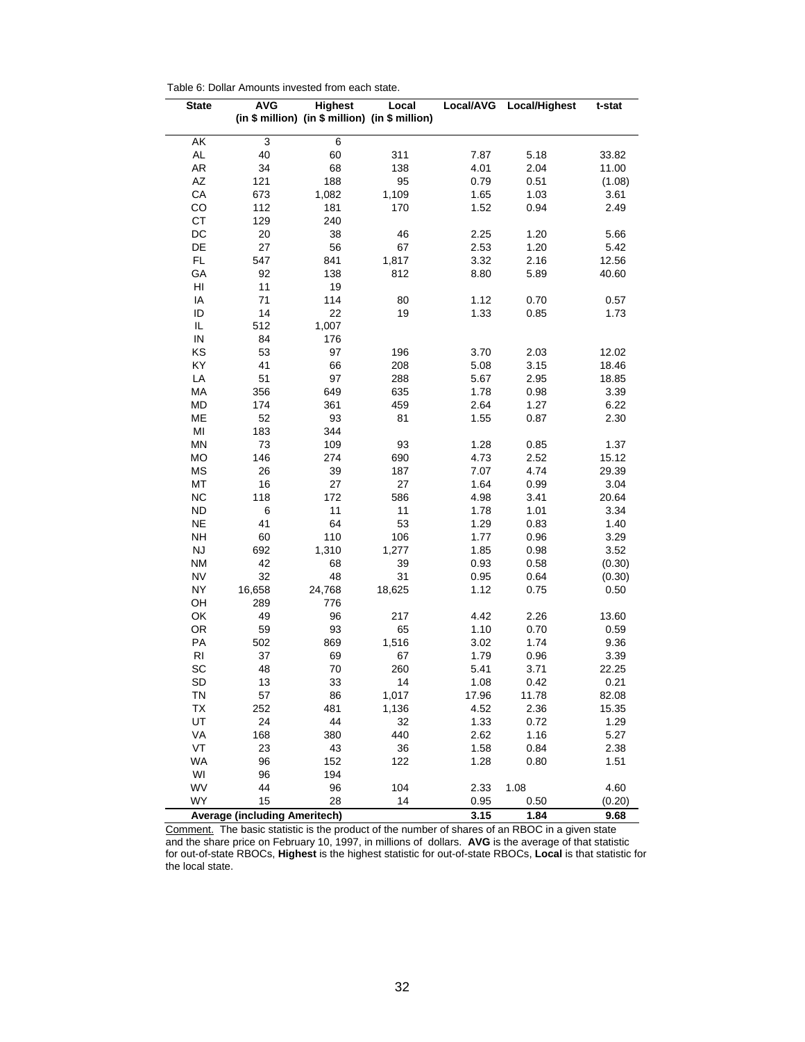Table 6: Dollar Amounts invested from each state.

| State | AVG (in $ million) | Highest (in $ million) | Local (in $ million) | Local/AVG | Local/Highest | t-stat |
|---|---|---|---|---|---|---|
| AK | 3 | 6 | | | | |
| AL | 40 | 60 | 311 | 7.87 | 5.18 | 33.82 |
| AR | 34 | 68 | 138 | 4.01 | 2.04 | 11.00 |
| AZ | 121 | 188 | 95 | 0.79 | 0.51 | (1.08) |
| CA | 673 | 1,082 | 1,109 | 1.65 | 1.03 | 3.61 |
| CO | 112 | 181 | 170 | 1.52 | 0.94 | 2.49 |
| CT | 129 | 240 | | | | |
| DC | 20 | 38 | 46 | 2.25 | 1.20 | 5.66 |
| DE | 27 | 56 | 67 | 2.53 | 1.20 | 5.42 |
| FL | 547 | 841 | 1,817 | 3.32 | 2.16 | 12.56 |
| GA | 92 | 138 | 812 | 8.80 | 5.89 | 40.60 |
| HI | 11 | 19 | | | | |
| IA | 71 | 114 | 80 | 1.12 | 0.70 | 0.57 |
| ID | 14 | 22 | 19 | 1.33 | 0.85 | 1.73 |
| IL | 512 | 1,007 | | | | |
| IN | 84 | 176 | | | | |
| KS | 53 | 97 | 196 | 3.70 | 2.03 | 12.02 |
| KY | 41 | 66 | 208 | 5.08 | 3.15 | 18.46 |
| LA | 51 | 97 | 288 | 5.67 | 2.95 | 18.85 |
| MA | 356 | 649 | 635 | 1.78 | 0.98 | 3.39 |
| MD | 174 | 361 | 459 | 2.64 | 1.27 | 6.22 |
| ME | 52 | 93 | 81 | 1.55 | 0.87 | 2.30 |
| MI | 183 | 344 | | | | |
| MN | 73 | 109 | 93 | 1.28 | 0.85 | 1.37 |
| MO | 146 | 274 | 690 | 4.73 | 2.52 | 15.12 |
| MS | 26 | 39 | 187 | 7.07 | 4.74 | 29.39 |
| MT | 16 | 27 | 27 | 1.64 | 0.99 | 3.04 |
| NC | 118 | 172 | 586 | 4.98 | 3.41 | 20.64 |
| ND | 6 | 11 | 11 | 1.78 | 1.01 | 3.34 |
| NE | 41 | 64 | 53 | 1.29 | 0.83 | 1.40 |
| NH | 60 | 110 | 106 | 1.77 | 0.96 | 3.29 |
| NJ | 692 | 1,310 | 1,277 | 1.85 | 0.98 | 3.52 |
| NM | 42 | 68 | 39 | 0.93 | 0.58 | (0.30) |
| NV | 32 | 48 | 31 | 0.95 | 0.64 | (0.30) |
| NY | 16,658 | 24,768 | 18,625 | 1.12 | 0.75 | 0.50 |
| OH | 289 | 776 | | | | |
| OK | 49 | 96 | 217 | 4.42 | 2.26 | 13.60 |
| OR | 59 | 93 | 65 | 1.10 | 0.70 | 0.59 |
| PA | 502 | 869 | 1,516 | 3.02 | 1.74 | 9.36 |
| RI | 37 | 69 | 67 | 1.79 | 0.96 | 3.39 |
| SC | 48 | 70 | 260 | 5.41 | 3.71 | 22.25 |
| SD | 13 | 33 | 14 | 1.08 | 0.42 | 0.21 |
| TN | 57 | 86 | 1,017 | 17.96 | 11.78 | 82.08 |
| TX | 252 | 481 | 1,136 | 4.52 | 2.36 | 15.35 |
| UT | 24 | 44 | 32 | 1.33 | 0.72 | 1.29 |
| VA | 168 | 380 | 440 | 2.62 | 1.16 | 5.27 |
| VT | 23 | 43 | 36 | 1.58 | 0.84 | 2.38 |
| WA | 96 | 152 | 122 | 1.28 | 0.80 | 1.51 |
| WI | 96 | 194 | | | | |
| WV | 44 | 96 | 104 | 2.33 | 1.08 | 4.60 |
| WY | 15 | 28 | 14 | 0.95 | 0.50 | (0.20) |
| **Average (including Ameritech)** | | | | **3.15** | **1.84** | **9.68** |

Comment. The basic statistic is the product of the number of shares of an RBOC in a given state and the share price on February 10, 1997, in millions of dollars. **AVG** is the average of that statistic for out-of-state RBOCs, **Highest** is the highest statistic for out-of-state RBOCs, **Local** is that statistic for the local state.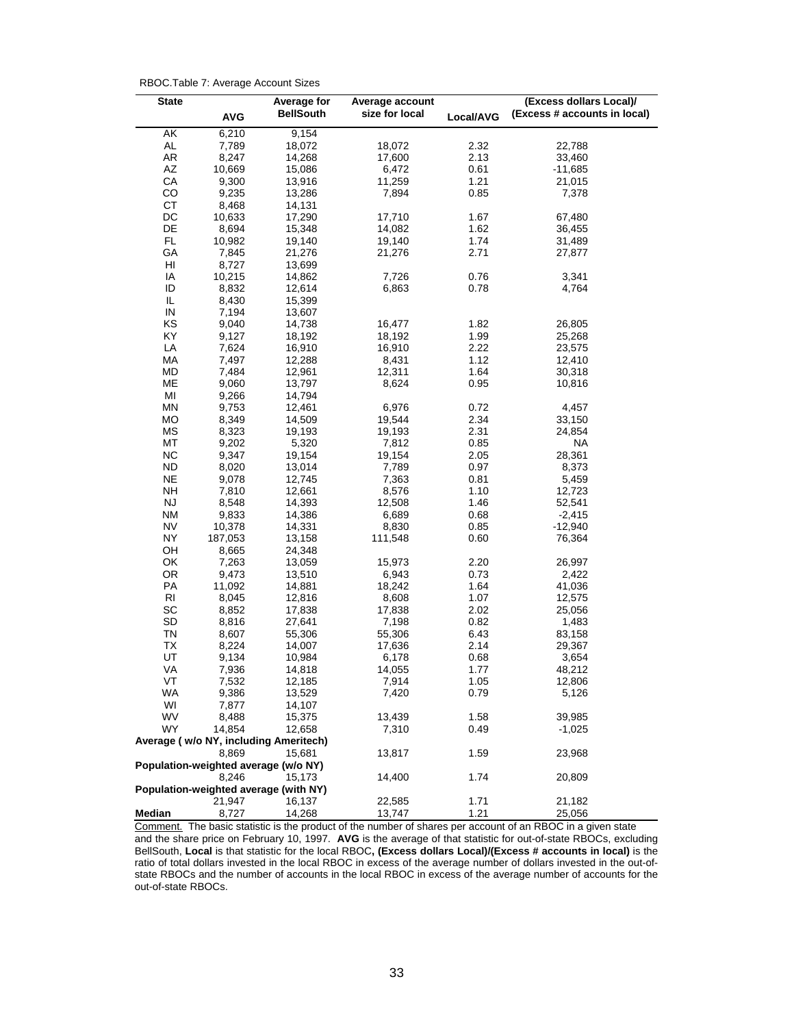RBOC.Table 7: Average Account Sizes

| State | AVG | Average for BellSouth | Average account size for local | Local/AVG | (Excess dollars Local)/ (Excess # accounts in local) |
|---|---|---|---|---|---|
| AK | 6,210 | 9,154 | | | |
| AL | 7,789 | 18,072 | 18,072 | 2.32 | 22,788 |
| AR | 8,247 | 14,268 | 17,600 | 2.13 | 33,460 |
| AZ | 10,669 | 15,086 | 6,472 | 0.61 | -11,685 |
| CA | 9,300 | 13,916 | 11,259 | 1.21 | 21,015 |
| CO | 9,235 | 13,286 | 7,894 | 0.85 | 7,378 |
| CT | 8,468 | 14,131 | | | |
| DC | 10,633 | 17,290 | 17,710 | 1.67 | 67,480 |
| DE | 8,694 | 15,348 | 14,082 | 1.62 | 36,455 |
| FL | 10,982 | 19,140 | 19,140 | 1.74 | 31,489 |
| GA | 7,845 | 21,276 | 21,276 | 2.71 | 27,877 |
| HI | 8,727 | 13,699 | | | |
| IA | 10,215 | 14,862 | 7,726 | 0.76 | 3,341 |
| ID | 8,832 | 12,614 | 6,863 | 0.78 | 4,764 |
| IL | 8,430 | 15,399 | | | |
| IN | 7,194 | 13,607 | | | |
| KS | 9,040 | 14,738 | 16,477 | 1.82 | 26,805 |
| KY | 9,127 | 18,192 | 18,192 | 1.99 | 25,268 |
| LA | 7,624 | 16,910 | 16,910 | 2.22 | 23,575 |
| MA | 7,497 | 12,288 | 8,431 | 1.12 | 12,410 |
| MD | 7,484 | 12,961 | 12,311 | 1.64 | 30,318 |
| ME | 9,060 | 13,797 | 8,624 | 0.95 | 10,816 |
| MI | 9,266 | 14,794 | | | |
| MN | 9,753 | 12,461 | 6,976 | 0.72 | 4,457 |
| MO | 8,349 | 14,509 | 19,544 | 2.34 | 33,150 |
| MS | 8,323 | 19,193 | 19,193 | 2.31 | 24,854 |
| MT | 9,202 | 5,320 | 7,812 | 0.85 | NA |
| NC | 9,347 | 19,154 | 19,154 | 2.05 | 28,361 |
| ND | 8,020 | 13,014 | 7,789 | 0.97 | 8,373 |
| NE | 9,078 | 12,745 | 7,363 | 0.81 | 5,459 |
| NH | 7,810 | 12,661 | 8,576 | 1.10 | 12,723 |
| NJ | 8,548 | 14,393 | 12,508 | 1.46 | 52,541 |
| NM | 9,833 | 14,386 | 6,689 | 0.68 | -2,415 |
| NV | 10,378 | 14,331 | 8,830 | 0.85 | -12,940 |
| NY | 187,053 | 13,158 | 111,548 | 0.60 | 76,364 |
| OH | 8,665 | 24,348 | | | |
| OK | 7,263 | 13,059 | 15,973 | 2.20 | 26,997 |
| OR | 9,473 | 13,510 | 6,943 | 0.73 | 2,422 |
| PA | 11,092 | 14,881 | 18,242 | 1.64 | 41,036 |
| RI | 8,045 | 12,816 | 8,608 | 1.07 | 12,575 |
| SC | 8,852 | 17,838 | 17,838 | 2.02 | 25,056 |
| SD | 8,816 | 27,641 | 7,198 | 0.82 | 1,483 |
| TN | 8,607 | 55,306 | 55,306 | 6.43 | 83,158 |
| TX | 8,224 | 14,007 | 17,636 | 2.14 | 29,367 |
| UT | 9,134 | 10,984 | 6,178 | 0.68 | 3,654 |
| VA | 7,936 | 14,818 | 14,055 | 1.77 | 48,212 |
| VT | 7,532 | 12,185 | 7,914 | 1.05 | 12,806 |
| WA | 9,386 | 13,529 | 7,420 | 0.79 | 5,126 |
| WI | 7,877 | 14,107 | | | |
| WV | 8,488 | 15,375 | 13,439 | 1.58 | 39,985 |
| WY | 14,854 | 12,658 | 7,310 | 0.49 | -1,025 |
| **Average ( w/o NY, including Ameritech)** | | | | | |
| | 8,869 | 15,681 | 13,817 | 1.59 | 23,968 |
| **Population-weighted average (w/o NY)** | | | | | |
| | 8,246 | 15,173 | 14,400 | 1.74 | 20,809 |
| **Population-weighted average (with NY)** | | | | | |
| | 21,947 | 16,137 | 22,585 | 1.71 | 21,182 |
| **Median** | 8,727 | 14,268 | 13,747 | 1.21 | 25,056 |

Comment. The basic statistic is the product of the number of shares per account of an RBOC in a given state and the share price on February 10, 1997. **AVG** is the average of that statistic for out-of-state RBOCs, excluding BellSouth, **Local** is that statistic for the local RBOC**, (Excess dollars Local)/(Excess # accounts in local)** is the ratio of total dollars invested in the local RBOC in excess of the average number of dollars invested in the out-of-state RBOCs and the number of accounts in the local RBOC in excess of the average number of accounts for the out-of-state RBOCs.